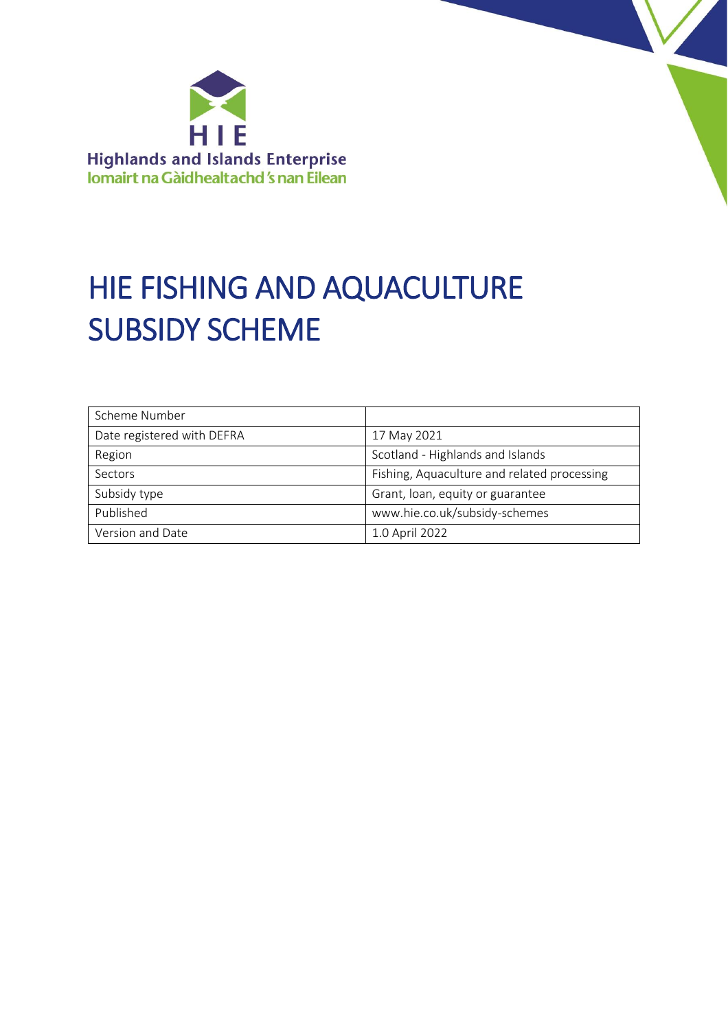HIE

Highlands and Islands Enterprise

Iomairt na Gàidhealtachd 's nan Eilean

# HIE FISHING AND AQUACULTURE SUBSIDY SCHEME

| Scheme Number | |
|---|---|
| Date registered with DEFRA | 17 May 2021 |
| Region | Scotland - Highlands and Islands |
| Sectors | Fishing, Aquaculture and related processing |
| Subsidy type | Grant, loan, equity or guarantee |
| Published | www.hie.co.uk/subsidy-schemes |
| Version and Date | 1.0 April 2022 |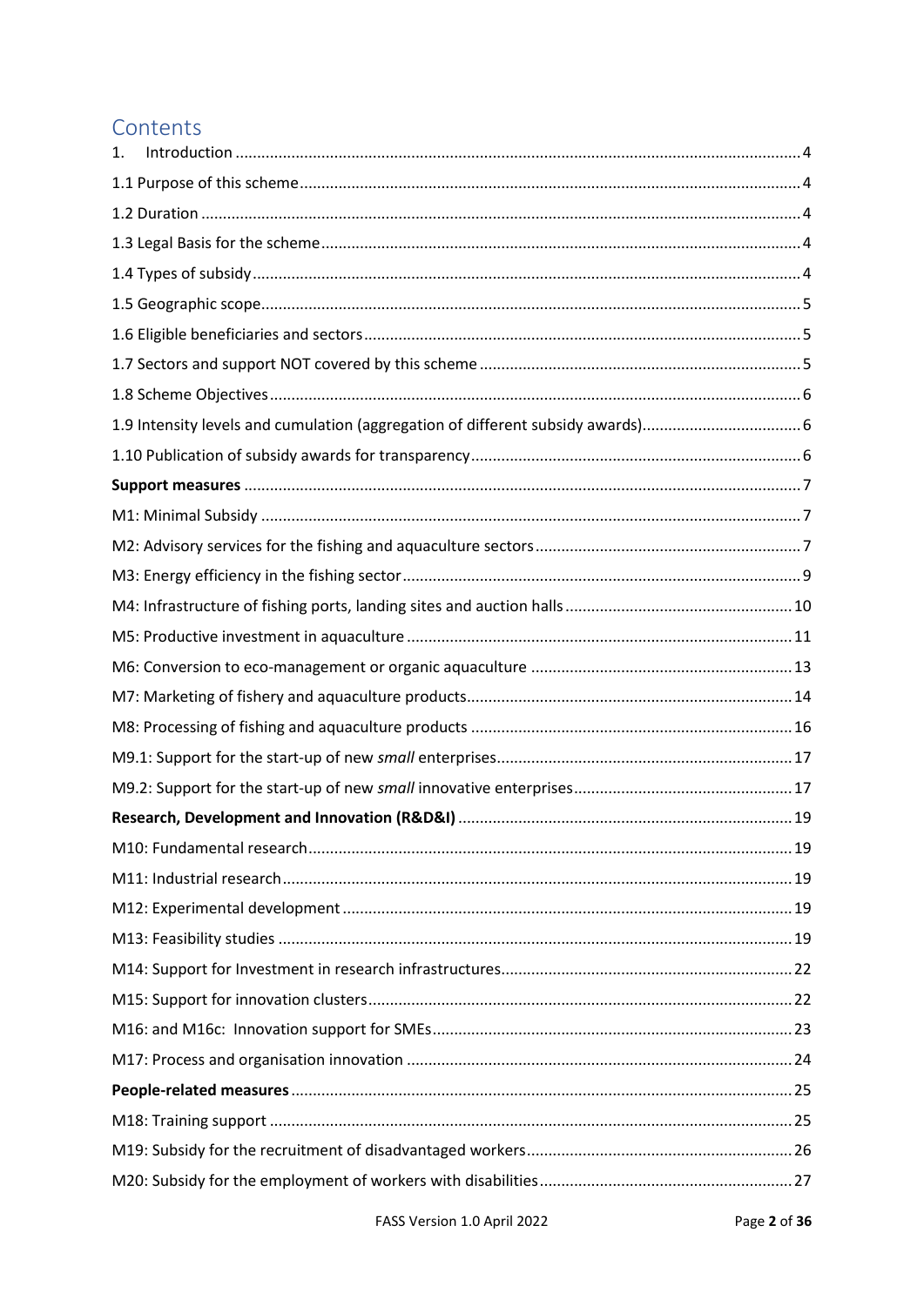# Contents

1. Introduction ........ 4

1.1 Purpose of this scheme ........ 4

1.2 Duration ........ 4

1.3 Legal Basis for the scheme ........ 4

1.4 Types of subsidy ........ 4

1.5 Geographic scope ........ 5

1.6 Eligible beneficiaries and sectors ........ 5

1.7 Sectors and support NOT covered by this scheme ........ 5

1.8 Scheme Objectives ........ 6

1.9 Intensity levels and cumulation (aggregation of different subsidy awards) ........ 6

1.10 Publication of subsidy awards for transparency ........ 6

**Support measures** ........ 7

M1: Minimal Subsidy ........ 7

M2: Advisory services for the fishing and aquaculture sectors ........ 7

M3: Energy efficiency in the fishing sector ........ 9

M4: Infrastructure of fishing ports, landing sites and auction halls ........ 10

M5: Productive investment in aquaculture ........ 11

M6: Conversion to eco-management or organic aquaculture ........ 13

M7: Marketing of fishery and aquaculture products ........ 14

M8: Processing of fishing and aquaculture products ........ 16

M9.1: Support for the start-up of new *small* enterprises ........ 17

M9.2: Support for the start-up of new *small* innovative enterprises ........ 17

**Research, Development and Innovation (R&D&I)** ........ 19

M10: Fundamental research ........ 19

M11: Industrial research ........ 19

M12: Experimental development ........ 19

M13: Feasibility studies ........ 19

M14: Support for Investment in research infrastructures ........ 22

M15: Support for innovation clusters ........ 22

M16: and M16c: Innovation support for SMEs ........ 23

M17: Process and organisation innovation ........ 24

**People-related measures** ........ 25

M18: Training support ........ 25

M19: Subsidy for the recruitment of disadvantaged workers ........ 26

M20: Subsidy for the employment of workers with disabilities ........ 27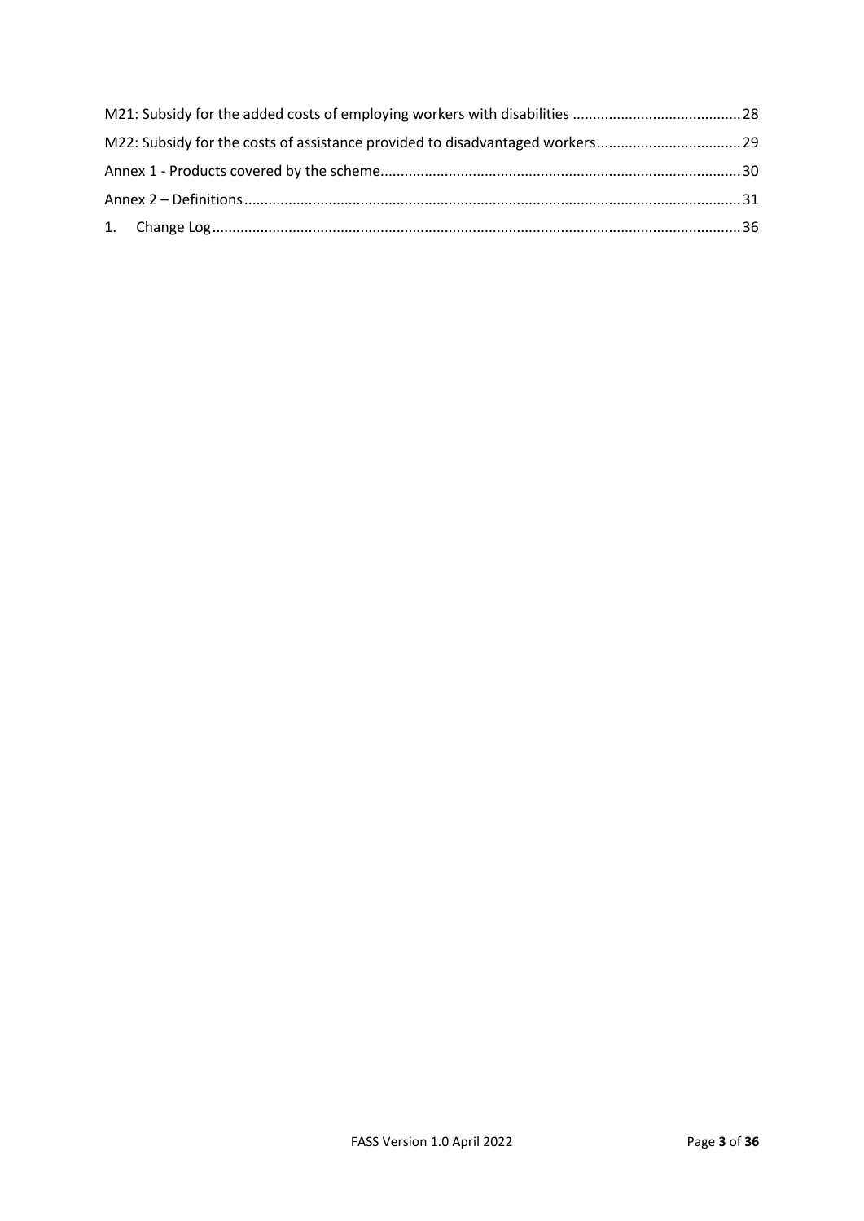M21: Subsidy for the added costs of employing workers with disabilities .......................................... 28

M22: Subsidy for the costs of assistance provided to disadvantaged workers.................................... 29

Annex 1 - Products covered by the scheme......................................................................................... 30

Annex 2 – Definitions........................................................................................................................... 31

1. Change Log.................................................................................................................................... 36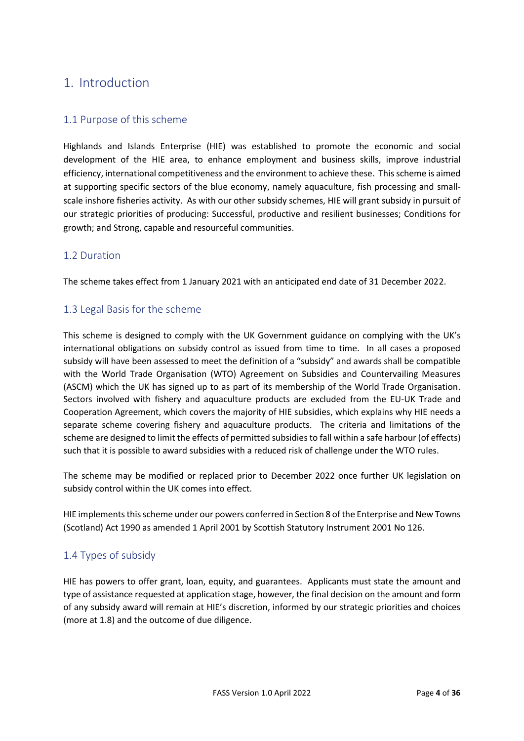# 1. Introduction

## 1.1 Purpose of this scheme

Highlands and Islands Enterprise (HIE) was established to promote the economic and social development of the HIE area, to enhance employment and business skills, improve industrial efficiency, international competitiveness and the environment to achieve these. This scheme is aimed at supporting specific sectors of the blue economy, namely aquaculture, fish processing and small-scale inshore fisheries activity. As with our other subsidy schemes, HIE will grant subsidy in pursuit of our strategic priorities of producing: Successful, productive and resilient businesses; Conditions for growth; and Strong, capable and resourceful communities.

## 1.2 Duration

The scheme takes effect from 1 January 2021 with an anticipated end date of 31 December 2022.

## 1.3 Legal Basis for the scheme

This scheme is designed to comply with the UK Government guidance on complying with the UK's international obligations on subsidy control as issued from time to time. In all cases a proposed subsidy will have been assessed to meet the definition of a "subsidy" and awards shall be compatible with the World Trade Organisation (WTO) Agreement on Subsidies and Countervailing Measures (ASCM) which the UK has signed up to as part of its membership of the World Trade Organisation. Sectors involved with fishery and aquaculture products are excluded from the EU-UK Trade and Cooperation Agreement, which covers the majority of HIE subsidies, which explains why HIE needs a separate scheme covering fishery and aquaculture products. The criteria and limitations of the scheme are designed to limit the effects of permitted subsidies to fall within a safe harbour (of effects) such that it is possible to award subsidies with a reduced risk of challenge under the WTO rules.

The scheme may be modified or replaced prior to December 2022 once further UK legislation on subsidy control within the UK comes into effect.

HIE implements this scheme under our powers conferred in Section 8 of the Enterprise and New Towns (Scotland) Act 1990 as amended 1 April 2001 by Scottish Statutory Instrument 2001 No 126.

## 1.4 Types of subsidy

HIE has powers to offer grant, loan, equity, and guarantees. Applicants must state the amount and type of assistance requested at application stage, however, the final decision on the amount and form of any subsidy award will remain at HIE's discretion, informed by our strategic priorities and choices (more at 1.8) and the outcome of due diligence.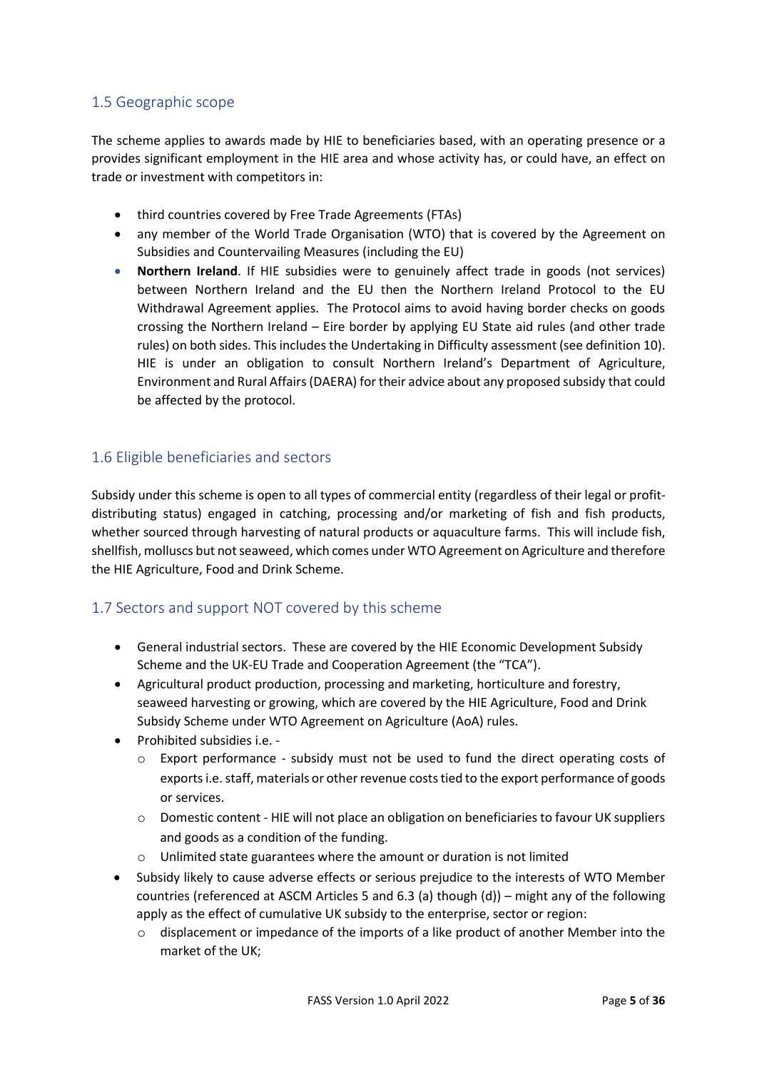## 1.5 Geographic scope

The scheme applies to awards made by HIE to beneficiaries based, with an operating presence or a provides significant employment in the HIE area and whose activity has, or could have, an effect on trade or investment with competitors in:

- third countries covered by Free Trade Agreements (FTAs)
- any member of the World Trade Organisation (WTO) that is covered by the Agreement on Subsidies and Countervailing Measures (including the EU)
- **Northern Ireland**. If HIE subsidies were to genuinely affect trade in goods (not services) between Northern Ireland and the EU then the Northern Ireland Protocol to the EU Withdrawal Agreement applies. The Protocol aims to avoid having border checks on goods crossing the Northern Ireland – Eire border by applying EU State aid rules (and other trade rules) on both sides. This includes the Undertaking in Difficulty assessment (see definition 10). HIE is under an obligation to consult Northern Ireland's Department of Agriculture, Environment and Rural Affairs (DAERA) for their advice about any proposed subsidy that could be affected by the protocol.

## 1.6 Eligible beneficiaries and sectors

Subsidy under this scheme is open to all types of commercial entity (regardless of their legal or profit-distributing status) engaged in catching, processing and/or marketing of fish and fish products, whether sourced through harvesting of natural products or aquaculture farms. This will include fish, shellfish, molluscs but not seaweed, which comes under WTO Agreement on Agriculture and therefore the HIE Agriculture, Food and Drink Scheme.

## 1.7 Sectors and support NOT covered by this scheme

- General industrial sectors. These are covered by the HIE Economic Development Subsidy Scheme and the UK-EU Trade and Cooperation Agreement (the "TCA").
- Agricultural product production, processing and marketing, horticulture and forestry, seaweed harvesting or growing, which are covered by the HIE Agriculture, Food and Drink Subsidy Scheme under WTO Agreement on Agriculture (AoA) rules.
- Prohibited subsidies i.e. -
  - Export performance - subsidy must not be used to fund the direct operating costs of exports i.e. staff, materials or other revenue costs tied to the export performance of goods or services.
  - Domestic content - HIE will not place an obligation on beneficiaries to favour UK suppliers and goods as a condition of the funding.
  - Unlimited state guarantees where the amount or duration is not limited
- Subsidy likely to cause adverse effects or serious prejudice to the interests of WTO Member countries (referenced at ASCM Articles 5 and 6.3 (a) though (d)) – might any of the following apply as the effect of cumulative UK subsidy to the enterprise, sector or region:
  - displacement or impedance of the imports of a like product of another Member into the market of the UK;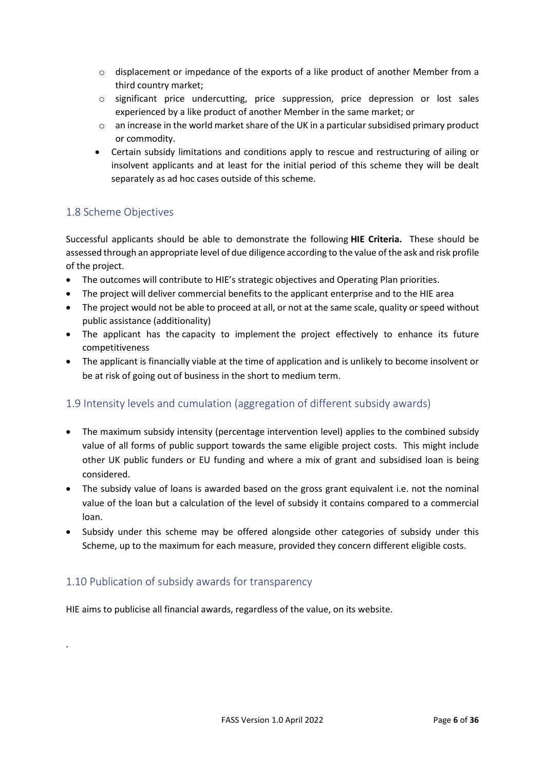- displacement or impedance of the exports of a like product of another Member from a third country market;
  - significant price undercutting, price suppression, price depression or lost sales experienced by a like product of another Member in the same market; or
  - an increase in the world market share of the UK in a particular subsidised primary product or commodity.
- Certain subsidy limitations and conditions apply to rescue and restructuring of ailing or insolvent applicants and at least for the initial period of this scheme they will be dealt separately as ad hoc cases outside of this scheme.

## 1.8 Scheme Objectives

Successful applicants should be able to demonstrate the following **HIE Criteria.** These should be assessed through an appropriate level of due diligence according to the value of the ask and risk profile of the project.

- The outcomes will contribute to HIE's strategic objectives and Operating Plan priorities.
- The project will deliver commercial benefits to the applicant enterprise and to the HIE area
- The project would not be able to proceed at all, or not at the same scale, quality or speed without public assistance (additionality)
- The applicant has the capacity to implement the project effectively to enhance its future competitiveness
- The applicant is financially viable at the time of application and is unlikely to become insolvent or be at risk of going out of business in the short to medium term.

## 1.9 Intensity levels and cumulation (aggregation of different subsidy awards)

- The maximum subsidy intensity (percentage intervention level) applies to the combined subsidy value of all forms of public support towards the same eligible project costs. This might include other UK public funders or EU funding and where a mix of grant and subsidised loan is being considered.
- The subsidy value of loans is awarded based on the gross grant equivalent i.e. not the nominal value of the loan but a calculation of the level of subsidy it contains compared to a commercial loan.
- Subsidy under this scheme may be offered alongside other categories of subsidy under this Scheme, up to the maximum for each measure, provided they concern different eligible costs.

## 1.10 Publication of subsidy awards for transparency

HIE aims to publicise all financial awards, regardless of the value, on its website.

.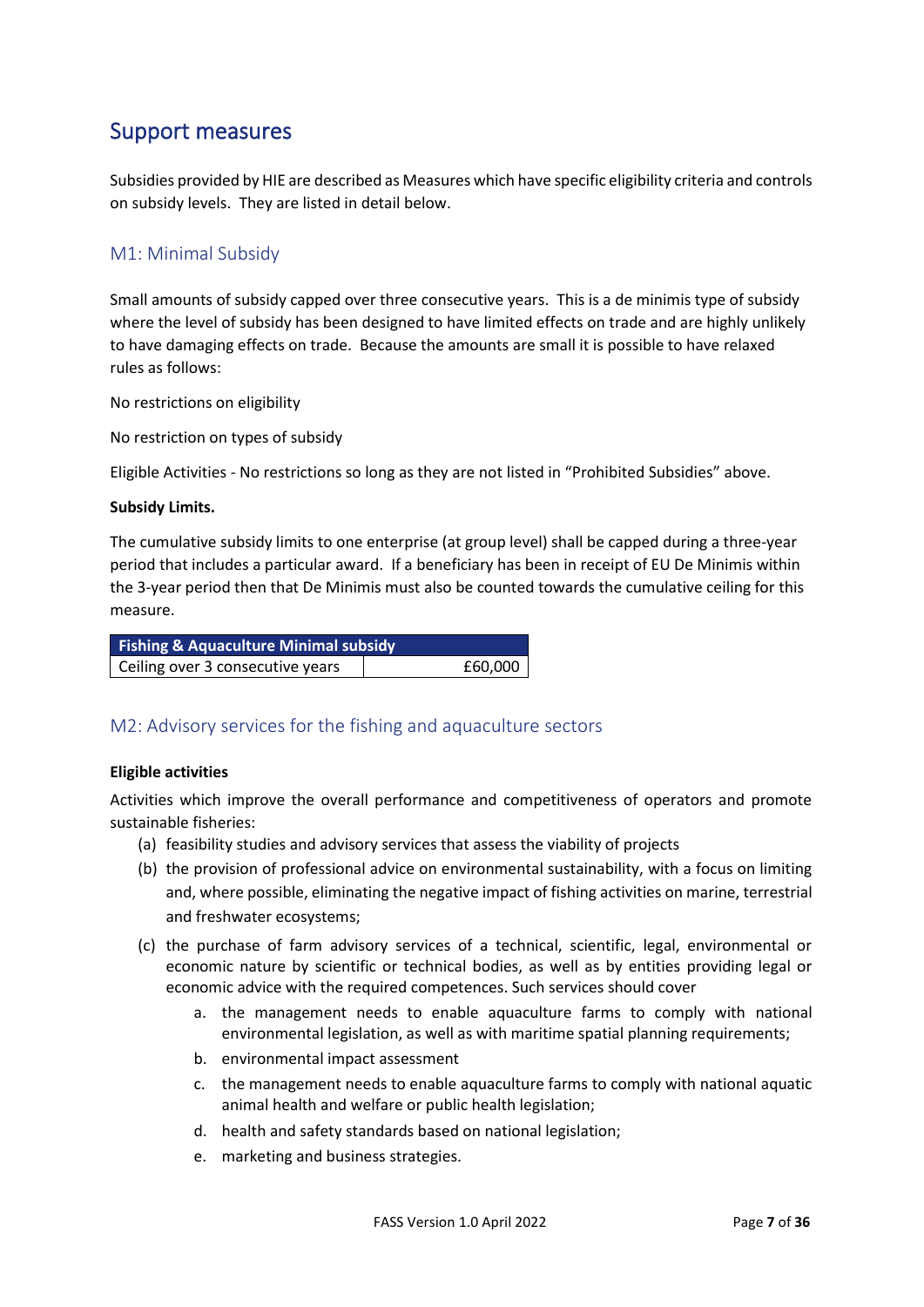# Support measures

Subsidies provided by HIE are described as Measures which have specific eligibility criteria and controls on subsidy levels. They are listed in detail below.

## M1: Minimal Subsidy

Small amounts of subsidy capped over three consecutive years. This is a de minimis type of subsidy where the level of subsidy has been designed to have limited effects on trade and are highly unlikely to have damaging effects on trade. Because the amounts are small it is possible to have relaxed rules as follows:

No restrictions on eligibility

No restriction on types of subsidy

Eligible Activities - No restrictions so long as they are not listed in "Prohibited Subsidies" above.

**Subsidy Limits.**

The cumulative subsidy limits to one enterprise (at group level) shall be capped during a three-year period that includes a particular award. If a beneficiary has been in receipt of EU De Minimis within the 3-year period then that De Minimis must also be counted towards the cumulative ceiling for this measure.

| Fishing & Aquaculture Minimal subsidy | |
|---|---|
| Ceiling over 3 consecutive years | £60,000 |

## M2: Advisory services for the fishing and aquaculture sectors

**Eligible activities**

Activities which improve the overall performance and competitiveness of operators and promote sustainable fisheries:

(a) feasibility studies and advisory services that assess the viability of projects

(b) the provision of professional advice on environmental sustainability, with a focus on limiting and, where possible, eliminating the negative impact of fishing activities on marine, terrestrial and freshwater ecosystems;

(c) the purchase of farm advisory services of a technical, scientific, legal, environmental or economic nature by scientific or technical bodies, as well as by entities providing legal or economic advice with the required competences. Such services should cover

   a. the management needs to enable aquaculture farms to comply with national environmental legislation, as well as with maritime spatial planning requirements;

   b. environmental impact assessment

   c. the management needs to enable aquaculture farms to comply with national aquatic animal health and welfare or public health legislation;

   d. health and safety standards based on national legislation;

   e. marketing and business strategies.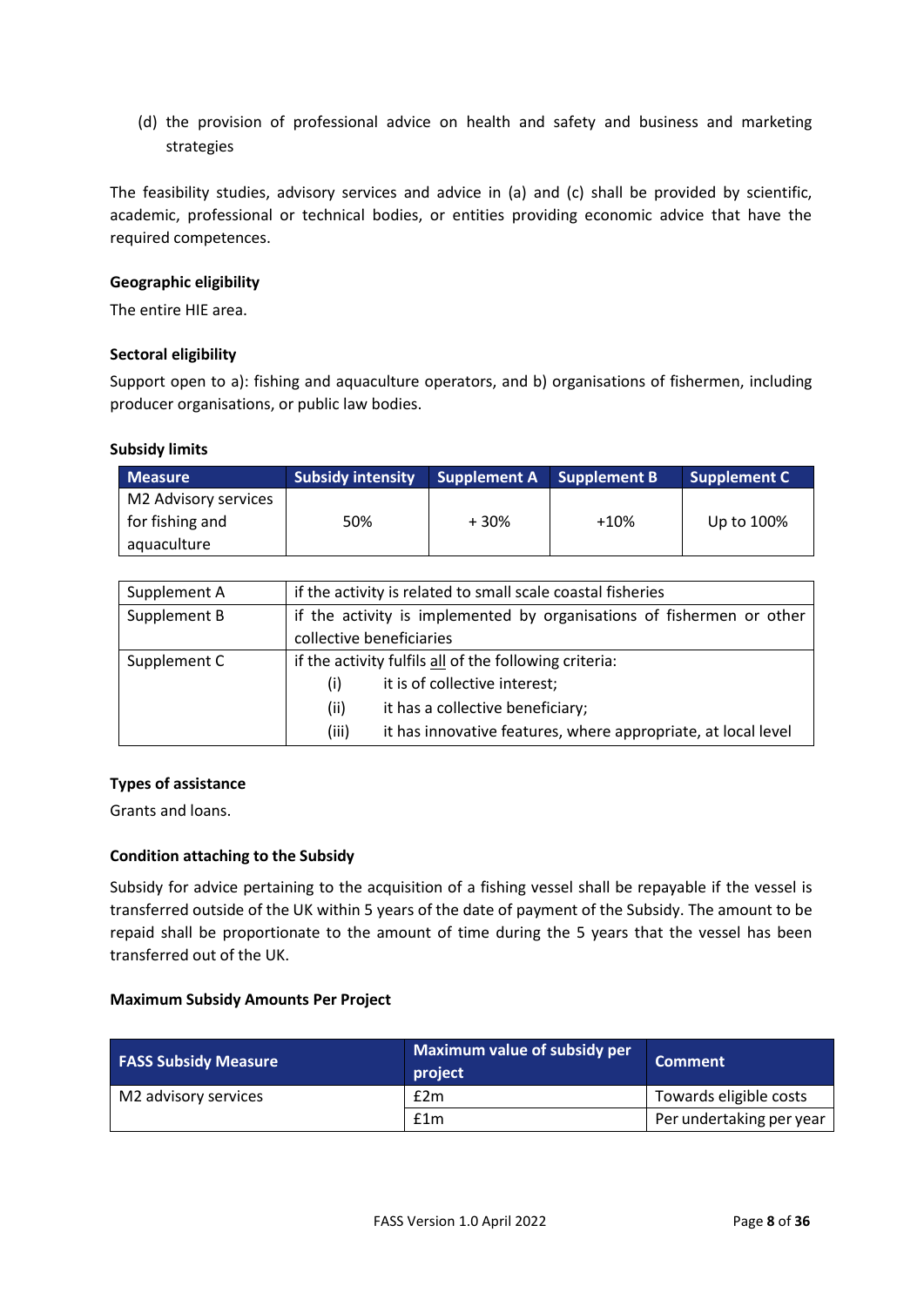(d) the provision of professional advice on health and safety and business and marketing strategies

The feasibility studies, advisory services and advice in (a) and (c) shall be provided by scientific, academic, professional or technical bodies, or entities providing economic advice that have the required competences.

**Geographic eligibility**

The entire HIE area.

**Sectoral eligibility**

Support open to a): fishing and aquaculture operators, and b) organisations of fishermen, including producer organisations, or public law bodies.

**Subsidy limits**

| Measure | Subsidy intensity | Supplement A | Supplement B | Supplement C |
|---|---|---|---|---|
| M2 Advisory services for fishing and aquaculture | 50% | + 30% | +10% | Up to 100% |

| | |
|---|---|
| Supplement A | if the activity is related to small scale coastal fisheries |
| Supplement B | if the activity is implemented by organisations of fishermen or other collective beneficiaries |
| Supplement C | if the activity fulfils all of the following criteria:<br>(i) it is of collective interest;<br>(ii) it has a collective beneficiary;<br>(iii) it has innovative features, where appropriate, at local level |

**Types of assistance**

Grants and loans.

**Condition attaching to the Subsidy**

Subsidy for advice pertaining to the acquisition of a fishing vessel shall be repayable if the vessel is transferred outside of the UK within 5 years of the date of payment of the Subsidy. The amount to be repaid shall be proportionate to the amount of time during the 5 years that the vessel has been transferred out of the UK.

**Maximum Subsidy Amounts Per Project**

| FASS Subsidy Measure | Maximum value of subsidy per project | Comment |
|---|---|---|
| M2 advisory services | £2m | Towards eligible costs |
| | £1m | Per undertaking per year |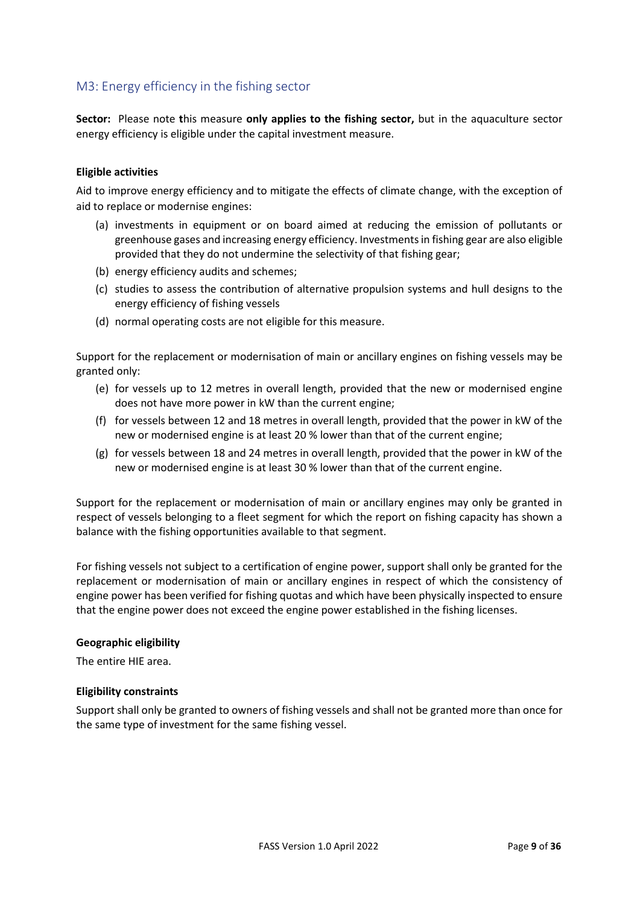## M3: Energy efficiency in the fishing sector

**Sector:** Please note **t**his measure **only applies to the fishing sector,** but in the aquaculture sector energy efficiency is eligible under the capital investment measure.

**Eligible activities**

Aid to improve energy efficiency and to mitigate the effects of climate change, with the exception of aid to replace or modernise engines:

(a) investments in equipment or on board aimed at reducing the emission of pollutants or greenhouse gases and increasing energy efficiency. Investments in fishing gear are also eligible provided that they do not undermine the selectivity of that fishing gear;

(b) energy efficiency audits and schemes;

(c) studies to assess the contribution of alternative propulsion systems and hull designs to the energy efficiency of fishing vessels

(d) normal operating costs are not eligible for this measure.

Support for the replacement or modernisation of main or ancillary engines on fishing vessels may be granted only:

(e) for vessels up to 12 metres in overall length, provided that the new or modernised engine does not have more power in kW than the current engine;

(f) for vessels between 12 and 18 metres in overall length, provided that the power in kW of the new or modernised engine is at least 20 % lower than that of the current engine;

(g) for vessels between 18 and 24 metres in overall length, provided that the power in kW of the new or modernised engine is at least 30 % lower than that of the current engine.

Support for the replacement or modernisation of main or ancillary engines may only be granted in respect of vessels belonging to a fleet segment for which the report on fishing capacity has shown a balance with the fishing opportunities available to that segment.

For fishing vessels not subject to a certification of engine power, support shall only be granted for the replacement or modernisation of main or ancillary engines in respect of which the consistency of engine power has been verified for fishing quotas and which have been physically inspected to ensure that the engine power does not exceed the engine power established in the fishing licenses.

**Geographic eligibility**

The entire HIE area.

**Eligibility constraints**

Support shall only be granted to owners of fishing vessels and shall not be granted more than once for the same type of investment for the same fishing vessel.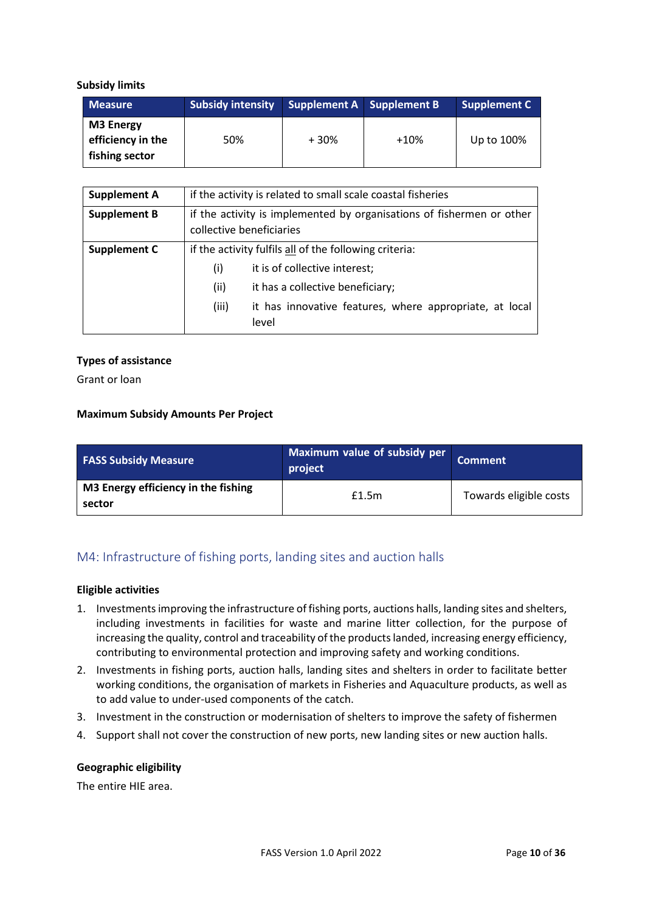**Subsidy limits**

| Measure | Subsidy intensity | Supplement A | Supplement B | Supplement C |
|---|---|---|---|---|
| **M3 Energy efficiency in the fishing sector** | 50% | + 30% | +10% | Up to 100% |

| | |
|---|---|
| **Supplement A** | if the activity is related to small scale coastal fisheries |
| **Supplement B** | if the activity is implemented by organisations of fishermen or other collective beneficiaries |
| **Supplement C** | if the activity fulfils all of the following criteria: (i) it is of collective interest; (ii) it has a collective beneficiary; (iii) it has innovative features, where appropriate, at local level |

**Types of assistance**

Grant or loan

**Maximum Subsidy Amounts Per Project**

| FASS Subsidy Measure | Maximum value of subsidy per project | Comment |
|---|---|---|
| **M3 Energy efficiency in the fishing sector** | £1.5m | Towards eligible costs |

## M4: Infrastructure of fishing ports, landing sites and auction halls

**Eligible activities**

1. Investments improving the infrastructure of fishing ports, auctions halls, landing sites and shelters, including investments in facilities for waste and marine litter collection, for the purpose of increasing the quality, control and traceability of the products landed, increasing energy efficiency, contributing to environmental protection and improving safety and working conditions.
2. Investments in fishing ports, auction halls, landing sites and shelters in order to facilitate better working conditions, the organisation of markets in Fisheries and Aquaculture products, as well as to add value to under-used components of the catch.
3. Investment in the construction or modernisation of shelters to improve the safety of fishermen
4. Support shall not cover the construction of new ports, new landing sites or new auction halls.

**Geographic eligibility**

The entire HIE area.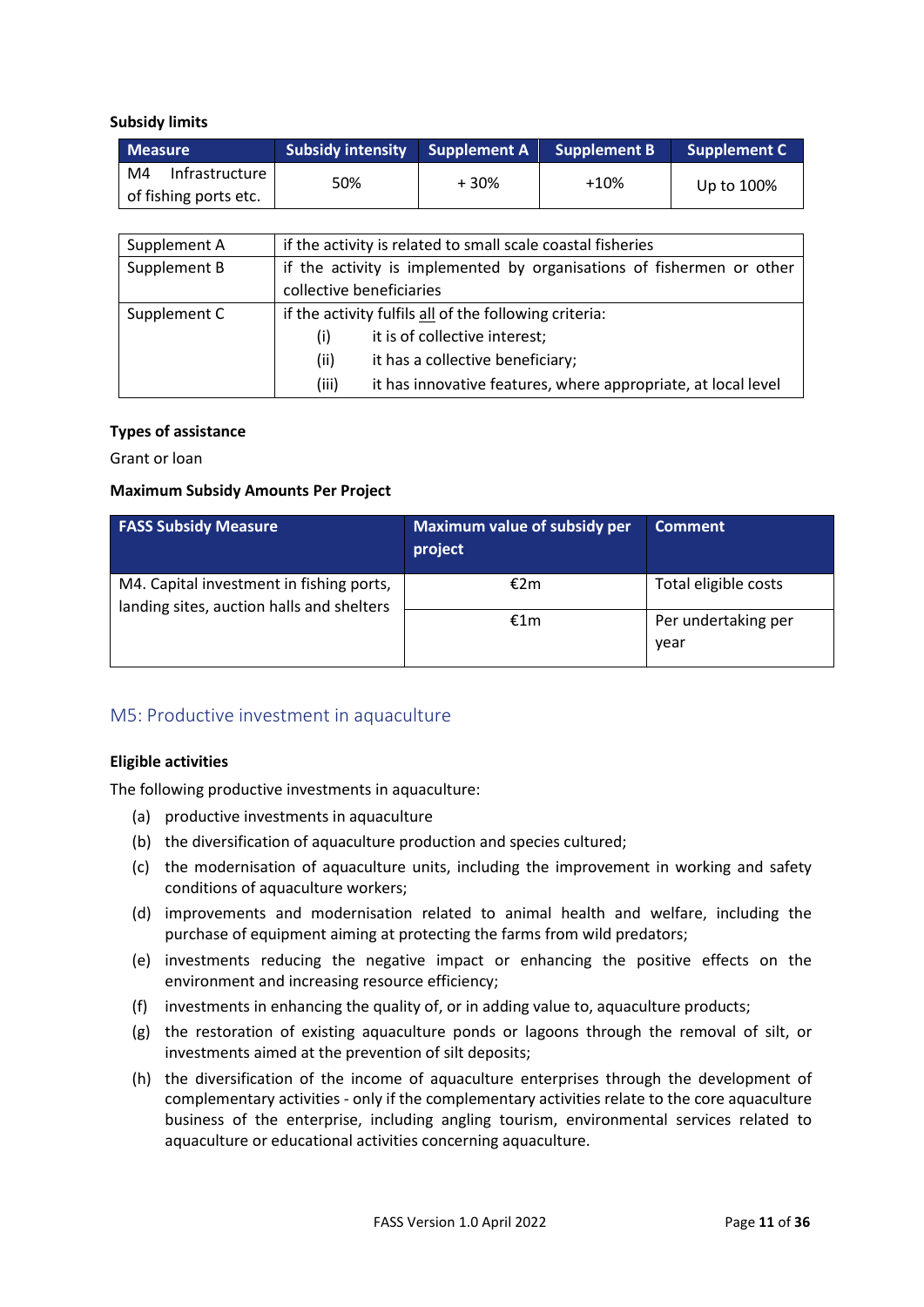**Subsidy limits**

| Measure | Subsidy intensity | Supplement A | Supplement B | Supplement C |
|---|---|---|---|---|
| M4 Infrastructure of fishing ports etc. | 50% | + 30% | +10% | Up to 100% |

| | |
|---|---|
| Supplement A | if the activity is related to small scale coastal fisheries |
| Supplement B | if the activity is implemented by organisations of fishermen or other collective beneficiaries |
| Supplement C | if the activity fulfils all of the following criteria:<br>(i) it is of collective interest;<br>(ii) it has a collective beneficiary;<br>(iii) it has innovative features, where appropriate, at local level |

**Types of assistance**

Grant or loan

**Maximum Subsidy Amounts Per Project**

| FASS Subsidy Measure | Maximum value of subsidy per project | Comment |
|---|---|---|
| M4. Capital investment in fishing ports, landing sites, auction halls and shelters | €2m | Total eligible costs |
| | €1m | Per undertaking per year |

## M5: Productive investment in aquaculture

**Eligible activities**

The following productive investments in aquaculture:

(a) productive investments in aquaculture

(b) the diversification of aquaculture production and species cultured;

(c) the modernisation of aquaculture units, including the improvement in working and safety conditions of aquaculture workers;

(d) improvements and modernisation related to animal health and welfare, including the purchase of equipment aiming at protecting the farms from wild predators;

(e) investments reducing the negative impact or enhancing the positive effects on the environment and increasing resource efficiency;

(f) investments in enhancing the quality of, or in adding value to, aquaculture products;

(g) the restoration of existing aquaculture ponds or lagoons through the removal of silt, or investments aimed at the prevention of silt deposits;

(h) the diversification of the income of aquaculture enterprises through the development of complementary activities - only if the complementary activities relate to the core aquaculture business of the enterprise, including angling tourism, environmental services related to aquaculture or educational activities concerning aquaculture.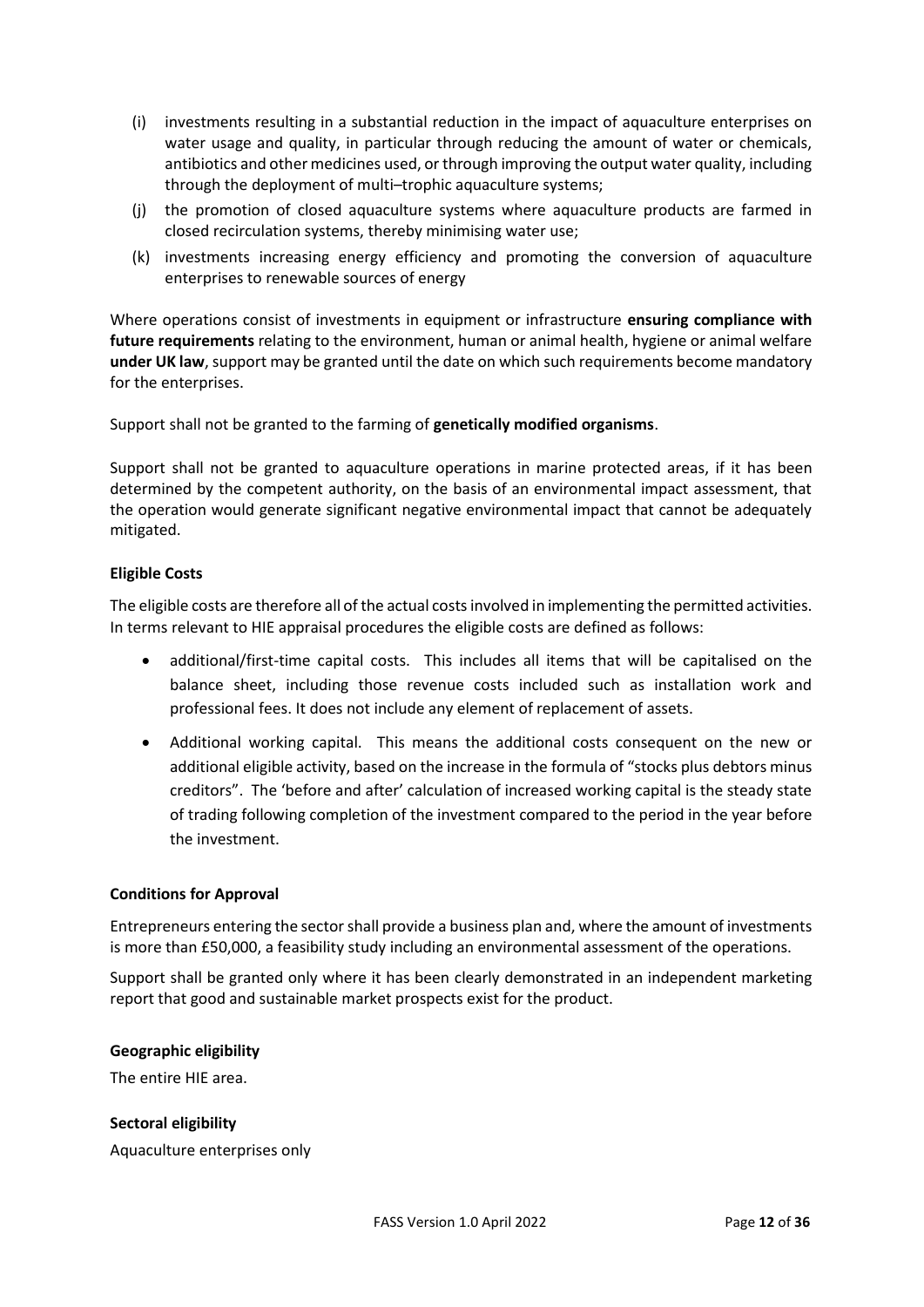(i) investments resulting in a substantial reduction in the impact of aquaculture enterprises on water usage and quality, in particular through reducing the amount of water or chemicals, antibiotics and other medicines used, or through improving the output water quality, including through the deployment of multi–trophic aquaculture systems;

(j) the promotion of closed aquaculture systems where aquaculture products are farmed in closed recirculation systems, thereby minimising water use;

(k) investments increasing energy efficiency and promoting the conversion of aquaculture enterprises to renewable sources of energy

Where operations consist of investments in equipment or infrastructure **ensuring compliance with future requirements** relating to the environment, human or animal health, hygiene or animal welfare **under UK law**, support may be granted until the date on which such requirements become mandatory for the enterprises.

Support shall not be granted to the farming of **genetically modified organisms**.

Support shall not be granted to aquaculture operations in marine protected areas, if it has been determined by the competent authority, on the basis of an environmental impact assessment, that the operation would generate significant negative environmental impact that cannot be adequately mitigated.

**Eligible Costs**

The eligible costs are therefore all of the actual costs involved in implementing the permitted activities. In terms relevant to HIE appraisal procedures the eligible costs are defined as follows:

- additional/first-time capital costs. This includes all items that will be capitalised on the balance sheet, including those revenue costs included such as installation work and professional fees. It does not include any element of replacement of assets.
- Additional working capital. This means the additional costs consequent on the new or additional eligible activity, based on the increase in the formula of "stocks plus debtors minus creditors". The 'before and after' calculation of increased working capital is the steady state of trading following completion of the investment compared to the period in the year before the investment.

**Conditions for Approval**

Entrepreneurs entering the sector shall provide a business plan and, where the amount of investments is more than £50,000, a feasibility study including an environmental assessment of the operations.

Support shall be granted only where it has been clearly demonstrated in an independent marketing report that good and sustainable market prospects exist for the product.

**Geographic eligibility**

The entire HIE area.

**Sectoral eligibility**

Aquaculture enterprises only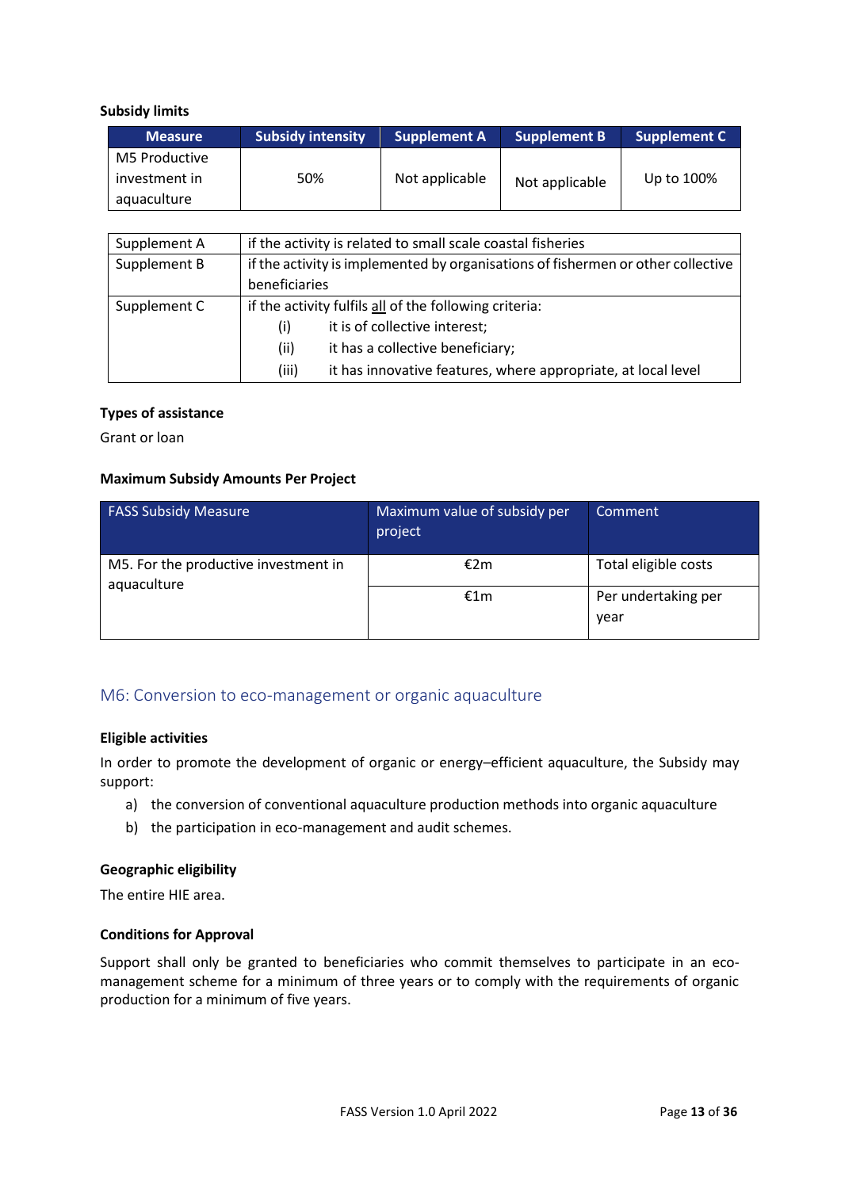**Subsidy limits**

| Measure | Subsidy intensity | Supplement A | Supplement B | Supplement C |
|---|---|---|---|---|
| M5 Productive investment in aquaculture | 50% | Not applicable | Not applicable | Up to 100% |

| | |
|---|---|
| Supplement A | if the activity is related to small scale coastal fisheries |
| Supplement B | if the activity is implemented by organisations of fishermen or other collective beneficiaries |
| Supplement C | if the activity fulfils all of the following criteria:<br>(i) it is of collective interest;<br>(ii) it has a collective beneficiary;<br>(iii) it has innovative features, where appropriate, at local level |

**Types of assistance**

Grant or loan

**Maximum Subsidy Amounts Per Project**

| FASS Subsidy Measure | Maximum value of subsidy per project | Comment |
|---|---|---|
| M5. For the productive investment in aquaculture | €2m | Total eligible costs |
| | €1m | Per undertaking per year |

## M6: Conversion to eco-management or organic aquaculture

**Eligible activities**

In order to promote the development of organic or energy–efficient aquaculture, the Subsidy may support:

a) the conversion of conventional aquaculture production methods into organic aquaculture
b) the participation in eco-management and audit schemes.

**Geographic eligibility**

The entire HIE area.

**Conditions for Approval**

Support shall only be granted to beneficiaries who commit themselves to participate in an eco-management scheme for a minimum of three years or to comply with the requirements of organic production for a minimum of five years.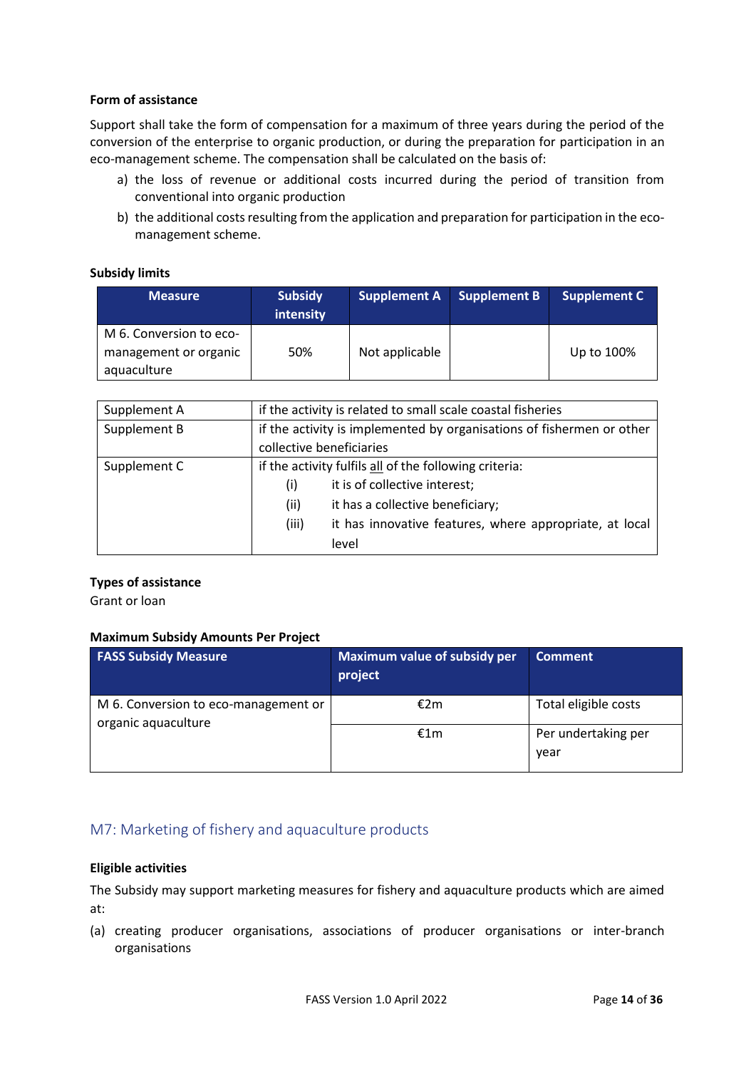**Form of assistance**

Support shall take the form of compensation for a maximum of three years during the period of the conversion of the enterprise to organic production, or during the preparation for participation in an eco-management scheme. The compensation shall be calculated on the basis of:

a) the loss of revenue or additional costs incurred during the period of transition from conventional into organic production
b) the additional costs resulting from the application and preparation for participation in the eco-management scheme.

**Subsidy limits**

| Measure | Subsidy intensity | Supplement A | Supplement B | Supplement C |
|---|---|---|---|---|
| M 6. Conversion to eco-management or organic aquaculture | 50% | Not applicable | | Up to 100% |

| | |
|---|---|
| Supplement A | if the activity is related to small scale coastal fisheries |
| Supplement B | if the activity is implemented by organisations of fishermen or other collective beneficiaries |
| Supplement C | if the activity fulfils all of the following criteria:<br>(i) it is of collective interest;<br>(ii) it has a collective beneficiary;<br>(iii) it has innovative features, where appropriate, at local level |

**Types of assistance**

Grant or loan

**Maximum Subsidy Amounts Per Project**

| FASS Subsidy Measure | Maximum value of subsidy per project | Comment |
|---|---|---|
| M 6. Conversion to eco-management or organic aquaculture | €2m | Total eligible costs |
| | €1m | Per undertaking per year |

## M7: Marketing of fishery and aquaculture products

**Eligible activities**

The Subsidy may support marketing measures for fishery and aquaculture products which are aimed at:

(a) creating producer organisations, associations of producer organisations or inter-branch organisations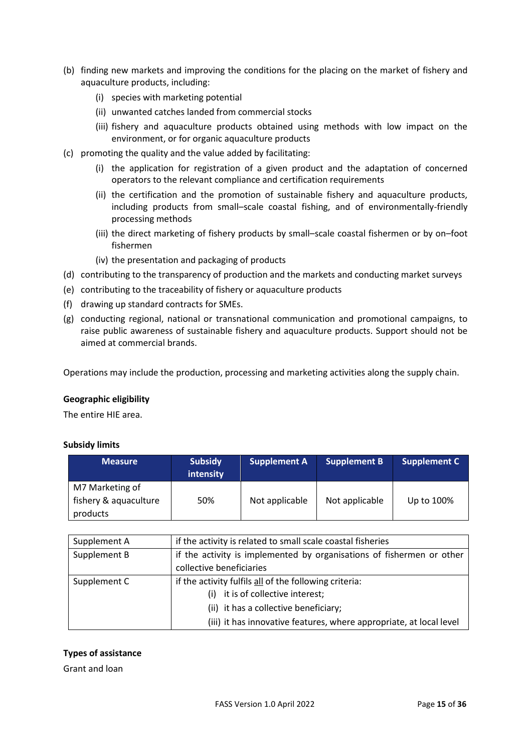(b) finding new markets and improving the conditions for the placing on the market of fishery and aquaculture products, including:
   - (i) species with marketing potential
   - (ii) unwanted catches landed from commercial stocks
   - (iii) fishery and aquaculture products obtained using methods with low impact on the environment, or for organic aquaculture products

(c) promoting the quality and the value added by facilitating:
   - (i) the application for registration of a given product and the adaptation of concerned operators to the relevant compliance and certification requirements
   - (ii) the certification and the promotion of sustainable fishery and aquaculture products, including products from small–scale coastal fishing, and of environmentally-friendly processing methods
   - (iii) the direct marketing of fishery products by small–scale coastal fishermen or by on–foot fishermen
   - (iv) the presentation and packaging of products

(d) contributing to the transparency of production and the markets and conducting market surveys

(e) contributing to the traceability of fishery or aquaculture products

(f) drawing up standard contracts for SMEs.

(g) conducting regional, national or transnational communication and promotional campaigns, to raise public awareness of sustainable fishery and aquaculture products. Support should not be aimed at commercial brands.

Operations may include the production, processing and marketing activities along the supply chain.

**Geographic eligibility**

The entire HIE area.

**Subsidy limits**

| Measure | Subsidy intensity | Supplement A | Supplement B | Supplement C |
|---|---|---|---|---|
| M7 Marketing of fishery & aquaculture products | 50% | Not applicable | Not applicable | Up to 100% |

| | |
|---|---|
| Supplement A | if the activity is related to small scale coastal fisheries |
| Supplement B | if the activity is implemented by organisations of fishermen or other collective beneficiaries |
| Supplement C | if the activity fulfils <u>all</u> of the following criteria:<br>(i) it is of collective interest;<br>(ii) it has a collective beneficiary;<br>(iii) it has innovative features, where appropriate, at local level |

**Types of assistance**

Grant and loan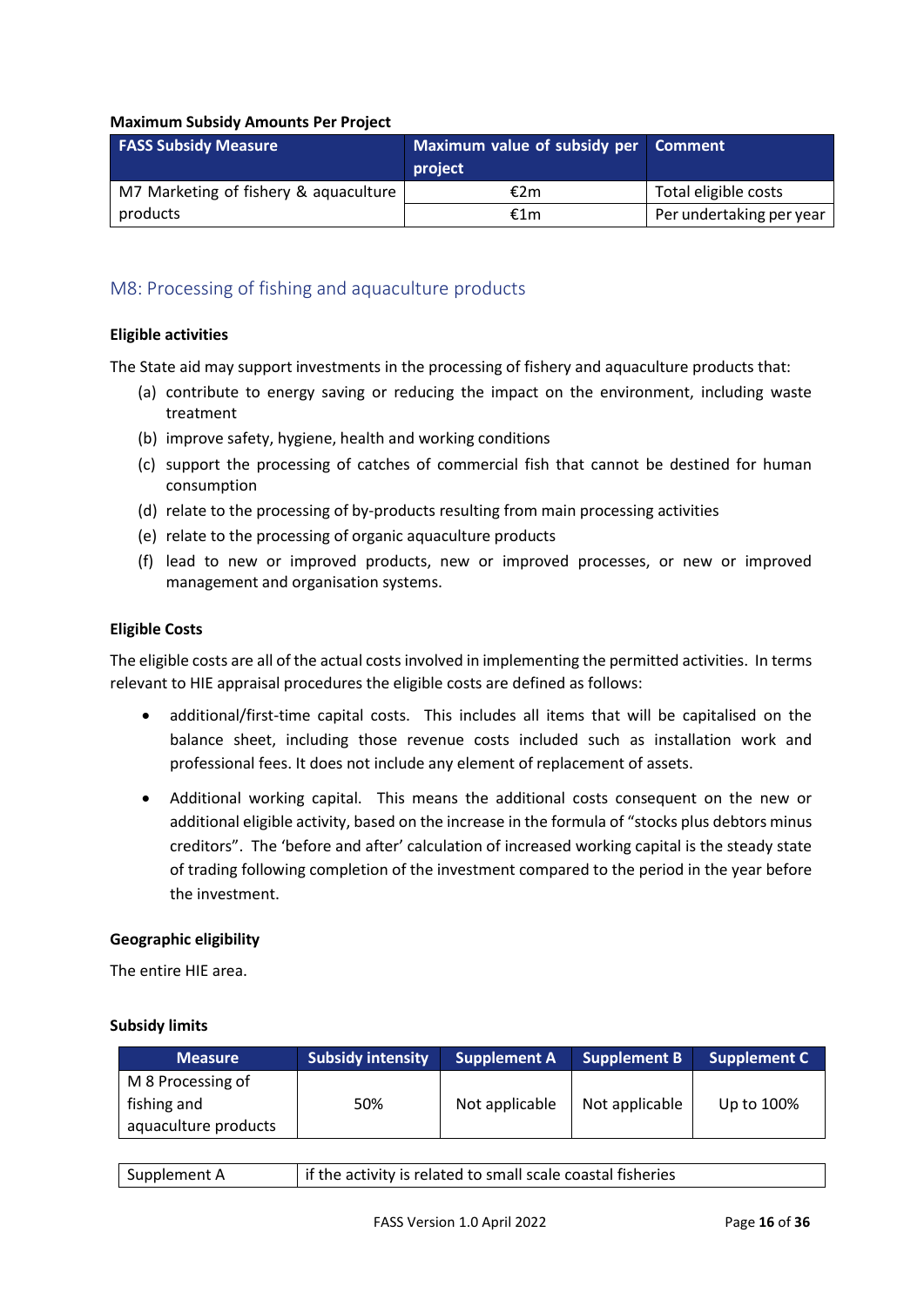**Maximum Subsidy Amounts Per Project**

| FASS Subsidy Measure | Maximum value of subsidy per project | Comment |
|---|---|---|
| M7 Marketing of fishery & aquaculture products | €2m | Total eligible costs |
| | €1m | Per undertaking per year |

## M8: Processing of fishing and aquaculture products

**Eligible activities**

The State aid may support investments in the processing of fishery and aquaculture products that:

(a) contribute to energy saving or reducing the impact on the environment, including waste treatment
(b) improve safety, hygiene, health and working conditions
(c) support the processing of catches of commercial fish that cannot be destined for human consumption
(d) relate to the processing of by-products resulting from main processing activities
(e) relate to the processing of organic aquaculture products
(f) lead to new or improved products, new or improved processes, or new or improved management and organisation systems.

**Eligible Costs**

The eligible costs are all of the actual costs involved in implementing the permitted activities. In terms relevant to HIE appraisal procedures the eligible costs are defined as follows:

- additional/first-time capital costs. This includes all items that will be capitalised on the balance sheet, including those revenue costs included such as installation work and professional fees. It does not include any element of replacement of assets.
- Additional working capital. This means the additional costs consequent on the new or additional eligible activity, based on the increase in the formula of "stocks plus debtors minus creditors". The 'before and after' calculation of increased working capital is the steady state of trading following completion of the investment compared to the period in the year before the investment.

**Geographic eligibility**

The entire HIE area.

**Subsidy limits**

| Measure | Subsidy intensity | Supplement A | Supplement B | Supplement C |
|---|---|---|---|---|
| M 8 Processing of fishing and aquaculture products | 50% | Not applicable | Not applicable | Up to 100% |

| | |
|---|---|
| Supplement A | if the activity is related to small scale coastal fisheries |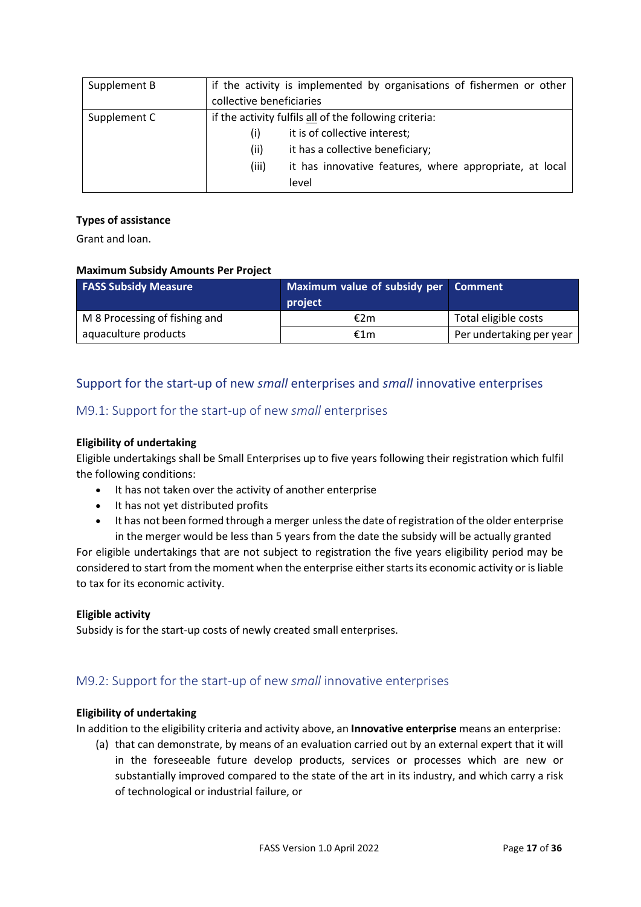| Supplement B | if the activity is implemented by organisations of fishermen or other collective beneficiaries |
|---|---|
| Supplement C | if the activity fulfils all of the following criteria: (i) it is of collective interest; (ii) it has a collective beneficiary; (iii) it has innovative features, where appropriate, at local level |

**Types of assistance**

Grant and loan.

**Maximum Subsidy Amounts Per Project**

| FASS Subsidy Measure | Maximum value of subsidy per project | Comment |
|---|---|---|
| M 8 Processing of fishing and aquaculture products | €2m | Total eligible costs |
| | €1m | Per undertaking per year |

## Support for the start-up of new *small* enterprises and *small* innovative enterprises

### M9.1: Support for the start-up of new *small* enterprises

**Eligibility of undertaking**

Eligible undertakings shall be Small Enterprises up to five years following their registration which fulfil the following conditions:

- It has not taken over the activity of another enterprise
- It has not yet distributed profits
- It has not been formed through a merger unless the date of registration of the older enterprise in the merger would be less than 5 years from the date the subsidy will be actually granted

For eligible undertakings that are not subject to registration the five years eligibility period may be considered to start from the moment when the enterprise either starts its economic activity or is liable to tax for its economic activity.

**Eligible activity**

Subsidy is for the start-up costs of newly created small enterprises.

### M9.2: Support for the start-up of new *small* innovative enterprises

**Eligibility of undertaking**

In addition to the eligibility criteria and activity above, an **Innovative enterprise** means an enterprise:

(a) that can demonstrate, by means of an evaluation carried out by an external expert that it will in the foreseeable future develop products, services or processes which are new or substantially improved compared to the state of the art in its industry, and which carry a risk of technological or industrial failure, or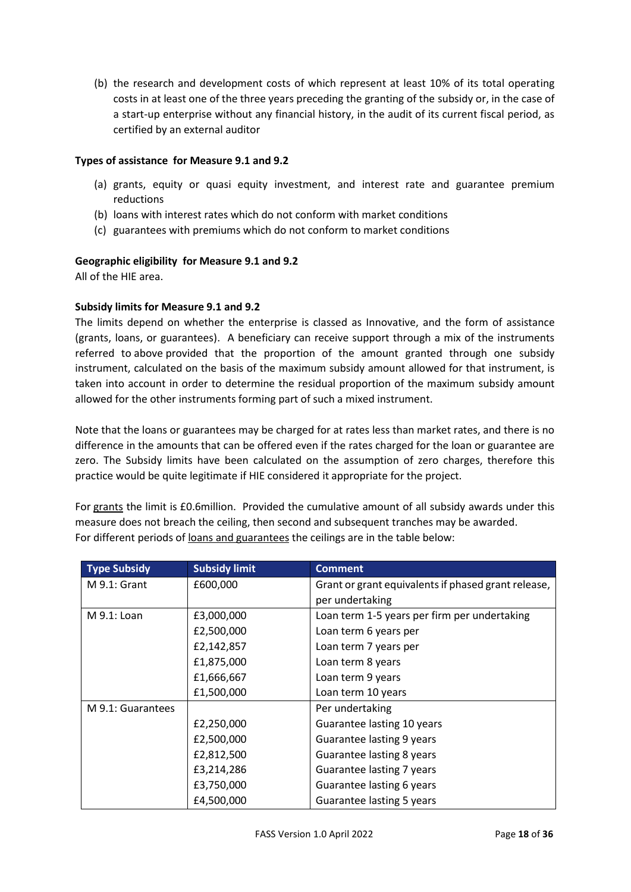(b) the research and development costs of which represent at least 10% of its total operating costs in at least one of the three years preceding the granting of the subsidy or, in the case of a start-up enterprise without any financial history, in the audit of its current fiscal period, as certified by an external auditor

**Types of assistance for Measure 9.1 and 9.2**

(a) grants, equity or quasi equity investment, and interest rate and guarantee premium reductions
(b) loans with interest rates which do not conform with market conditions
(c) guarantees with premiums which do not conform to market conditions

**Geographic eligibility for Measure 9.1 and 9.2**

All of the HIE area.

**Subsidy limits for Measure 9.1 and 9.2**

The limits depend on whether the enterprise is classed as Innovative, and the form of assistance (grants, loans, or guarantees). A beneficiary can receive support through a mix of the instruments referred to above provided that the proportion of the amount granted through one subsidy instrument, calculated on the basis of the maximum subsidy amount allowed for that instrument, is taken into account in order to determine the residual proportion of the maximum subsidy amount allowed for the other instruments forming part of such a mixed instrument.

Note that the loans or guarantees may be charged for at rates less than market rates, and there is no difference in the amounts that can be offered even if the rates charged for the loan or guarantee are zero. The Subsidy limits have been calculated on the assumption of zero charges, therefore this practice would be quite legitimate if HIE considered it appropriate for the project.

For grants the limit is £0.6million. Provided the cumulative amount of all subsidy awards under this measure does not breach the ceiling, then second and subsequent tranches may be awarded.
For different periods of loans and guarantees the ceilings are in the table below:

| Type Subsidy | Subsidy limit | Comment |
|---|---|---|
| M 9.1: Grant | £600,000 | Grant or grant equivalents if phased grant release, per undertaking |
| M 9.1: Loan | £3,000,000 | Loan term 1-5 years per firm per undertaking |
| | £2,500,000 | Loan term 6 years per |
| | £2,142,857 | Loan term 7 years per |
| | £1,875,000 | Loan term 8 years |
| | £1,666,667 | Loan term 9 years |
| | £1,500,000 | Loan term 10 years |
| M 9.1: Guarantees | | Per undertaking |
| | £2,250,000 | Guarantee lasting 10 years |
| | £2,500,000 | Guarantee lasting 9 years |
| | £2,812,500 | Guarantee lasting 8 years |
| | £3,214,286 | Guarantee lasting 7 years |
| | £3,750,000 | Guarantee lasting 6 years |
| | £4,500,000 | Guarantee lasting 5 years |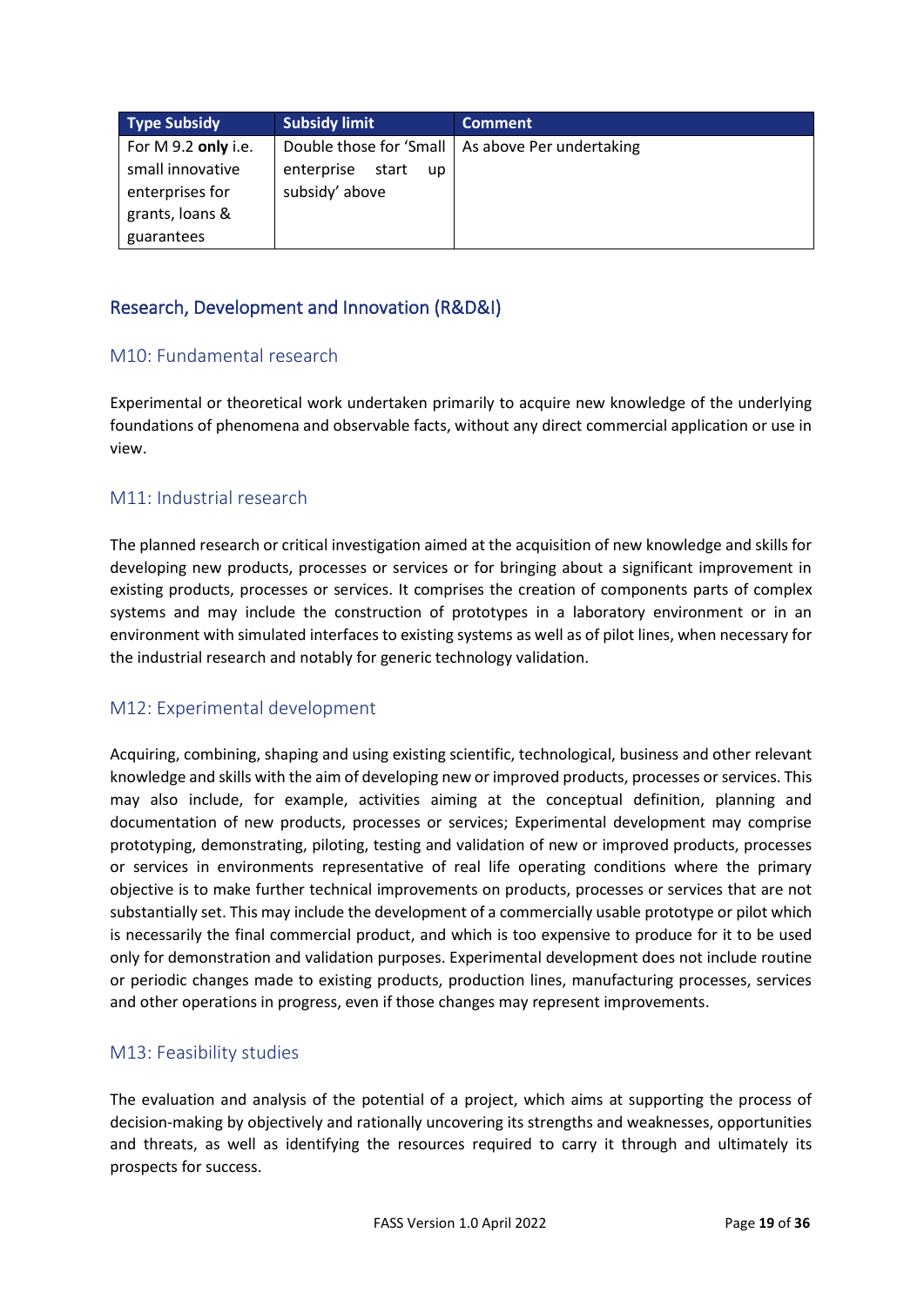| Type Subsidy | Subsidy limit | Comment |
| --- | --- | --- |
| For M 9.2 **only** i.e. small innovative enterprises for grants, loans & guarantees | Double those for 'Small enterprise start up subsidy' above | As above Per undertaking |

## Research, Development and Innovation (R&D&I)

### M10: Fundamental research

Experimental or theoretical work undertaken primarily to acquire new knowledge of the underlying foundations of phenomena and observable facts, without any direct commercial application or use in view.

### M11: Industrial research

The planned research or critical investigation aimed at the acquisition of new knowledge and skills for developing new products, processes or services or for bringing about a significant improvement in existing products, processes or services. It comprises the creation of components parts of complex systems and may include the construction of prototypes in a laboratory environment or in an environment with simulated interfaces to existing systems as well as of pilot lines, when necessary for the industrial research and notably for generic technology validation.

### M12: Experimental development

Acquiring, combining, shaping and using existing scientific, technological, business and other relevant knowledge and skills with the aim of developing new or improved products, processes or services. This may also include, for example, activities aiming at the conceptual definition, planning and documentation of new products, processes or services; Experimental development may comprise prototyping, demonstrating, piloting, testing and validation of new or improved products, processes or services in environments representative of real life operating conditions where the primary objective is to make further technical improvements on products, processes or services that are not substantially set. This may include the development of a commercially usable prototype or pilot which is necessarily the final commercial product, and which is too expensive to produce for it to be used only for demonstration and validation purposes. Experimental development does not include routine or periodic changes made to existing products, production lines, manufacturing processes, services and other operations in progress, even if those changes may represent improvements.

### M13: Feasibility studies

The evaluation and analysis of the potential of a project, which aims at supporting the process of decision-making by objectively and rationally uncovering its strengths and weaknesses, opportunities and threats, as well as identifying the resources required to carry it through and ultimately its prospects for success.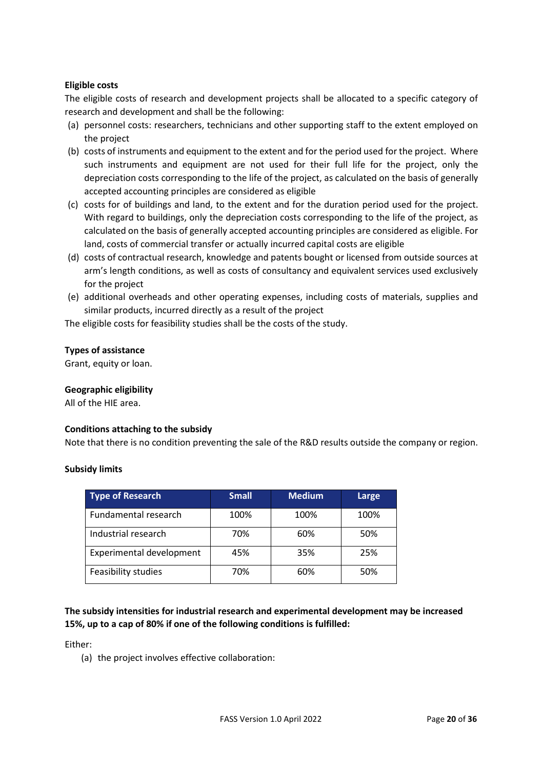**Eligible costs**

The eligible costs of research and development projects shall be allocated to a specific category of research and development and shall be the following:

(a) personnel costs: researchers, technicians and other supporting staff to the extent employed on the project
(b) costs of instruments and equipment to the extent and for the period used for the project. Where such instruments and equipment are not used for their full life for the project, only the depreciation costs corresponding to the life of the project, as calculated on the basis of generally accepted accounting principles are considered as eligible
(c) costs for of buildings and land, to the extent and for the duration period used for the project. With regard to buildings, only the depreciation costs corresponding to the life of the project, as calculated on the basis of generally accepted accounting principles are considered as eligible. For land, costs of commercial transfer or actually incurred capital costs are eligible
(d) costs of contractual research, knowledge and patents bought or licensed from outside sources at arm's length conditions, as well as costs of consultancy and equivalent services used exclusively for the project
(e) additional overheads and other operating expenses, including costs of materials, supplies and similar products, incurred directly as a result of the project

The eligible costs for feasibility studies shall be the costs of the study.

**Types of assistance**

Grant, equity or loan.

**Geographic eligibility**

All of the HIE area.

**Conditions attaching to the subsidy**

Note that there is no condition preventing the sale of the R&D results outside the company or region.

**Subsidy limits**

| Type of Research | Small | Medium | Large |
|---|---|---|---|
| Fundamental research | 100% | 100% | 100% |
| Industrial research | 70% | 60% | 50% |
| Experimental development | 45% | 35% | 25% |
| Feasibility studies | 70% | 60% | 50% |

**The subsidy intensities for industrial research and experimental development may be increased 15%, up to a cap of 80% if one of the following conditions is fulfilled:**

Either:

(a) the project involves effective collaboration: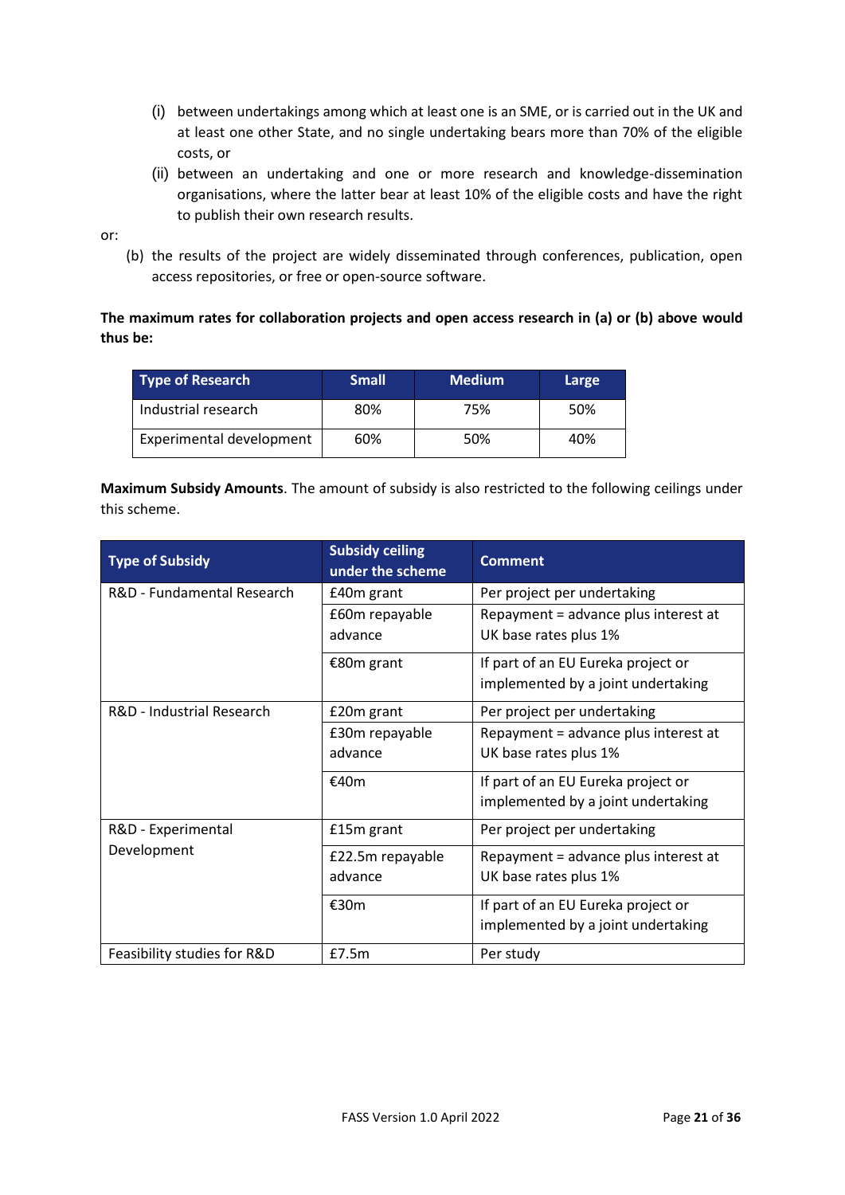(i) between undertakings among which at least one is an SME, or is carried out in the UK and at least one other State, and no single undertaking bears more than 70% of the eligible costs, or

(ii) between an undertaking and one or more research and knowledge-dissemination organisations, where the latter bear at least 10% of the eligible costs and have the right to publish their own research results.

or:

(b) the results of the project are widely disseminated through conferences, publication, open access repositories, or free or open-source software.

**The maximum rates for collaboration projects and open access research in (a) or (b) above would thus be:**

| Type of Research | Small | Medium | Large |
|---|---|---|---|
| Industrial research | 80% | 75% | 50% |
| Experimental development | 60% | 50% | 40% |

**Maximum Subsidy Amounts**. The amount of subsidy is also restricted to the following ceilings under this scheme.

| Type of Subsidy | Subsidy ceiling under the scheme | Comment |
|---|---|---|
| R&D - Fundamental Research | £40m grant | Per project per undertaking |
| | £60m repayable advance | Repayment = advance plus interest at UK base rates plus 1% |
| | €80m grant | If part of an EU Eureka project or implemented by a joint undertaking |
| R&D - Industrial Research | £20m grant | Per project per undertaking |
| | £30m repayable advance | Repayment = advance plus interest at UK base rates plus 1% |
| | €40m | If part of an EU Eureka project or implemented by a joint undertaking |
| R&D - Experimental Development | £15m grant | Per project per undertaking |
| | £22.5m repayable advance | Repayment = advance plus interest at UK base rates plus 1% |
| | €30m | If part of an EU Eureka project or implemented by a joint undertaking |
| Feasibility studies for R&D | £7.5m | Per study |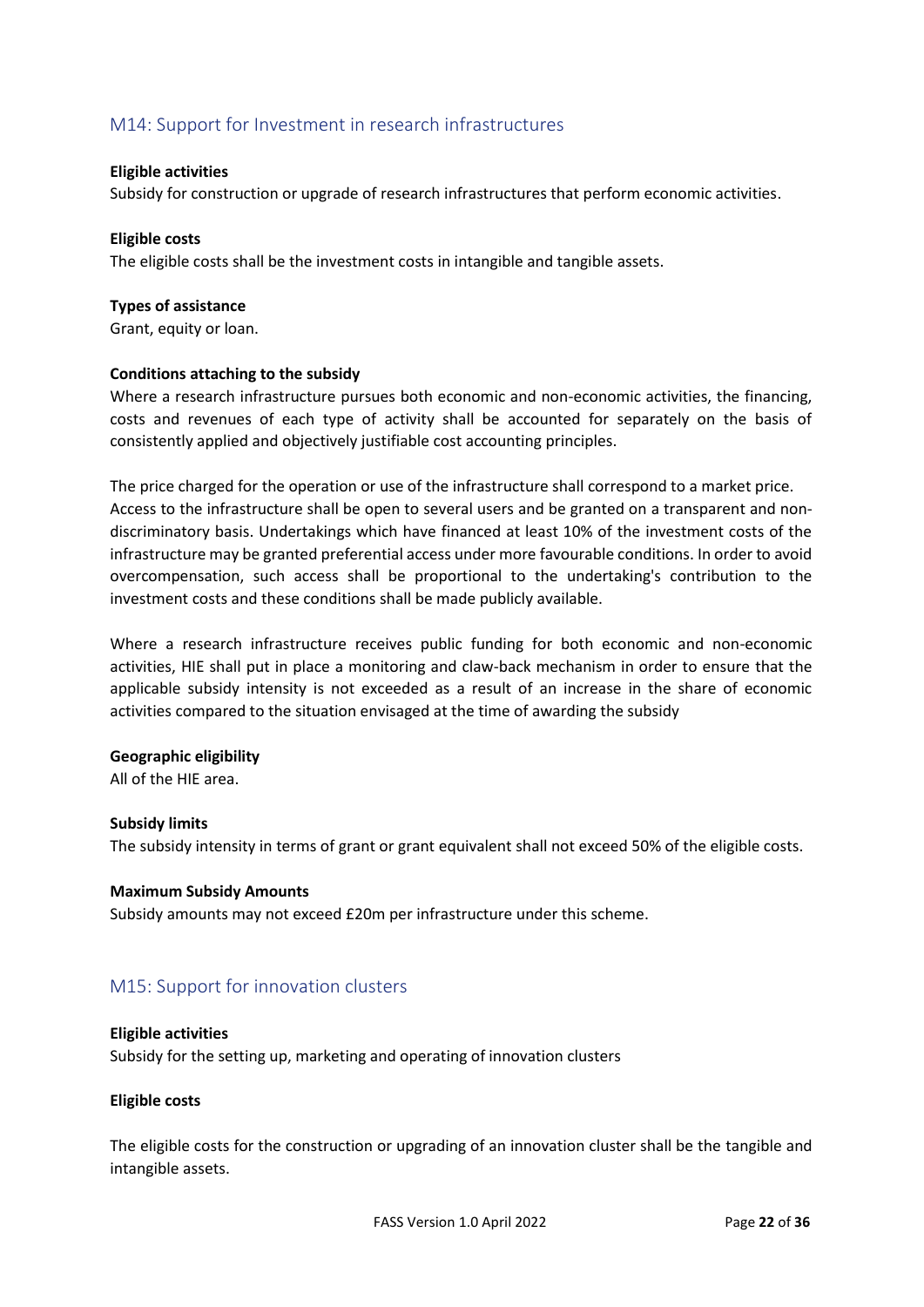## M14: Support for Investment in research infrastructures

**Eligible activities**
Subsidy for construction or upgrade of research infrastructures that perform economic activities.

**Eligible costs**
The eligible costs shall be the investment costs in intangible and tangible assets.

**Types of assistance**
Grant, equity or loan.

**Conditions attaching to the subsidy**
Where a research infrastructure pursues both economic and non-economic activities, the financing, costs and revenues of each type of activity shall be accounted for separately on the basis of consistently applied and objectively justifiable cost accounting principles.

The price charged for the operation or use of the infrastructure shall correspond to a market price. Access to the infrastructure shall be open to several users and be granted on a transparent and non-discriminatory basis. Undertakings which have financed at least 10% of the investment costs of the infrastructure may be granted preferential access under more favourable conditions. In order to avoid overcompensation, such access shall be proportional to the undertaking's contribution to the investment costs and these conditions shall be made publicly available.

Where a research infrastructure receives public funding for both economic and non-economic activities, HIE shall put in place a monitoring and claw-back mechanism in order to ensure that the applicable subsidy intensity is not exceeded as a result of an increase in the share of economic activities compared to the situation envisaged at the time of awarding the subsidy

**Geographic eligibility**
All of the HIE area.

**Subsidy limits**
The subsidy intensity in terms of grant or grant equivalent shall not exceed 50% of the eligible costs.

**Maximum Subsidy Amounts**
Subsidy amounts may not exceed £20m per infrastructure under this scheme.

## M15: Support for innovation clusters

**Eligible activities**
Subsidy for the setting up, marketing and operating of innovation clusters

**Eligible costs**

The eligible costs for the construction or upgrading of an innovation cluster shall be the tangible and intangible assets.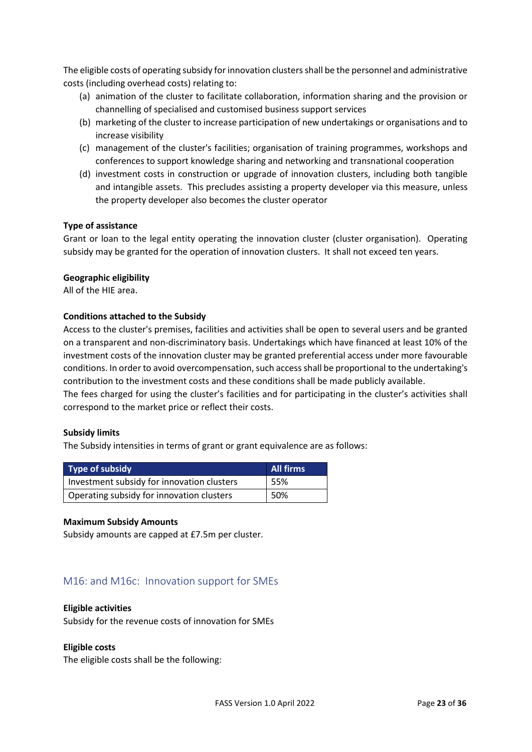The eligible costs of operating subsidy for innovation clusters shall be the personnel and administrative costs (including overhead costs) relating to:

(a) animation of the cluster to facilitate collaboration, information sharing and the provision or channelling of specialised and customised business support services
(b) marketing of the cluster to increase participation of new undertakings or organisations and to increase visibility
(c) management of the cluster's facilities; organisation of training programmes, workshops and conferences to support knowledge sharing and networking and transnational cooperation
(d) investment costs in construction or upgrade of innovation clusters, including both tangible and intangible assets. This precludes assisting a property developer via this measure, unless the property developer also becomes the cluster operator

**Type of assistance**
Grant or loan to the legal entity operating the innovation cluster (cluster organisation). Operating subsidy may be granted for the operation of innovation clusters. It shall not exceed ten years.

**Geographic eligibility**
All of the HIE area.

**Conditions attached to the Subsidy**
Access to the cluster's premises, facilities and activities shall be open to several users and be granted on a transparent and non-discriminatory basis. Undertakings which have financed at least 10% of the investment costs of the innovation cluster may be granted preferential access under more favourable conditions. In order to avoid overcompensation, such access shall be proportional to the undertaking's contribution to the investment costs and these conditions shall be made publicly available.
The fees charged for using the cluster's facilities and for participating in the cluster's activities shall correspond to the market price or reflect their costs.

**Subsidy limits**
The Subsidy intensities in terms of grant or grant equivalence are as follows:

| Type of subsidy | All firms |
|---|---|
| Investment subsidy for innovation clusters | 55% |
| Operating subsidy for innovation clusters | 50% |

**Maximum Subsidy Amounts**
Subsidy amounts are capped at £7.5m per cluster.

## M16: and M16c: Innovation support for SMEs

**Eligible activities**
Subsidy for the revenue costs of innovation for SMEs

**Eligible costs**
The eligible costs shall be the following: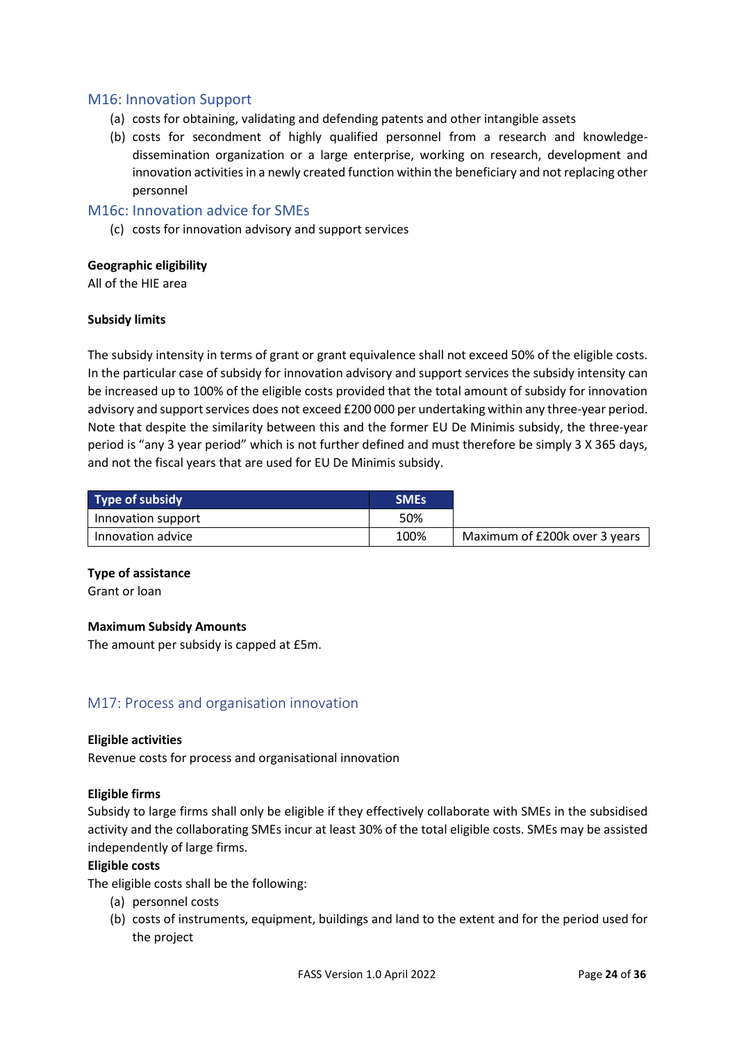## M16: Innovation Support

(a) costs for obtaining, validating and defending patents and other intangible assets
(b) costs for secondment of highly qualified personnel from a research and knowledge-dissemination organization or a large enterprise, working on research, development and innovation activities in a newly created function within the beneficiary and not replacing other personnel

## M16c: Innovation advice for SMEs

(c) costs for innovation advisory and support services

**Geographic eligibility**

All of the HIE area

**Subsidy limits**

The subsidy intensity in terms of grant or grant equivalence shall not exceed 50% of the eligible costs. In the particular case of subsidy for innovation advisory and support services the subsidy intensity can be increased up to 100% of the eligible costs provided that the total amount of subsidy for innovation advisory and support services does not exceed £200 000 per undertaking within any three-year period. Note that despite the similarity between this and the former EU De Minimis subsidy, the three-year period is "any 3 year period" which is not further defined and must therefore be simply 3 X 365 days, and not the fiscal years that are used for EU De Minimis subsidy.

| Type of subsidy | SMEs | |
|---|---|---|
| Innovation support | 50% | |
| Innovation advice | 100% | Maximum of £200k over 3 years |

**Type of assistance**

Grant or loan

**Maximum Subsidy Amounts**

The amount per subsidy is capped at £5m.

## M17: Process and organisation innovation

**Eligible activities**

Revenue costs for process and organisational innovation

**Eligible firms**

Subsidy to large firms shall only be eligible if they effectively collaborate with SMEs in the subsidised activity and the collaborating SMEs incur at least 30% of the total eligible costs. SMEs may be assisted independently of large firms.

**Eligible costs**

The eligible costs shall be the following:

(a) personnel costs
(b) costs of instruments, equipment, buildings and land to the extent and for the period used for the project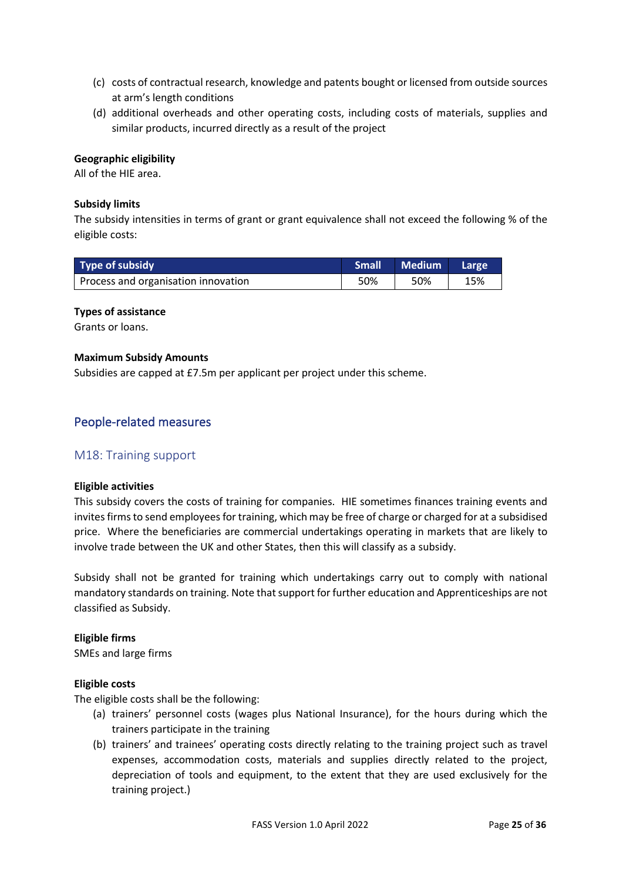(c) costs of contractual research, knowledge and patents bought or licensed from outside sources at arm's length conditions

(d) additional overheads and other operating costs, including costs of materials, supplies and similar products, incurred directly as a result of the project

**Geographic eligibility**
All of the HIE area.

**Subsidy limits**
The subsidy intensities in terms of grant or grant equivalence shall not exceed the following % of the eligible costs:

| Type of subsidy | Small | Medium | Large |
|---|---|---|---|
| Process and organisation innovation | 50% | 50% | 15% |

**Types of assistance**
Grants or loans.

**Maximum Subsidy Amounts**
Subsidies are capped at £7.5m per applicant per project under this scheme.

## People-related measures

### M18: Training support

**Eligible activities**
This subsidy covers the costs of training for companies. HIE sometimes finances training events and invites firms to send employees for training, which may be free of charge or charged for at a subsidised price. Where the beneficiaries are commercial undertakings operating in markets that are likely to involve trade between the UK and other States, then this will classify as a subsidy.

Subsidy shall not be granted for training which undertakings carry out to comply with national mandatory standards on training. Note that support for further education and Apprenticeships are not classified as Subsidy.

**Eligible firms**
SMEs and large firms

**Eligible costs**
The eligible costs shall be the following:

(a) trainers' personnel costs (wages plus National Insurance), for the hours during which the trainers participate in the training

(b) trainers' and trainees' operating costs directly relating to the training project such as travel expenses, accommodation costs, materials and supplies directly related to the project, depreciation of tools and equipment, to the extent that they are used exclusively for the training project.)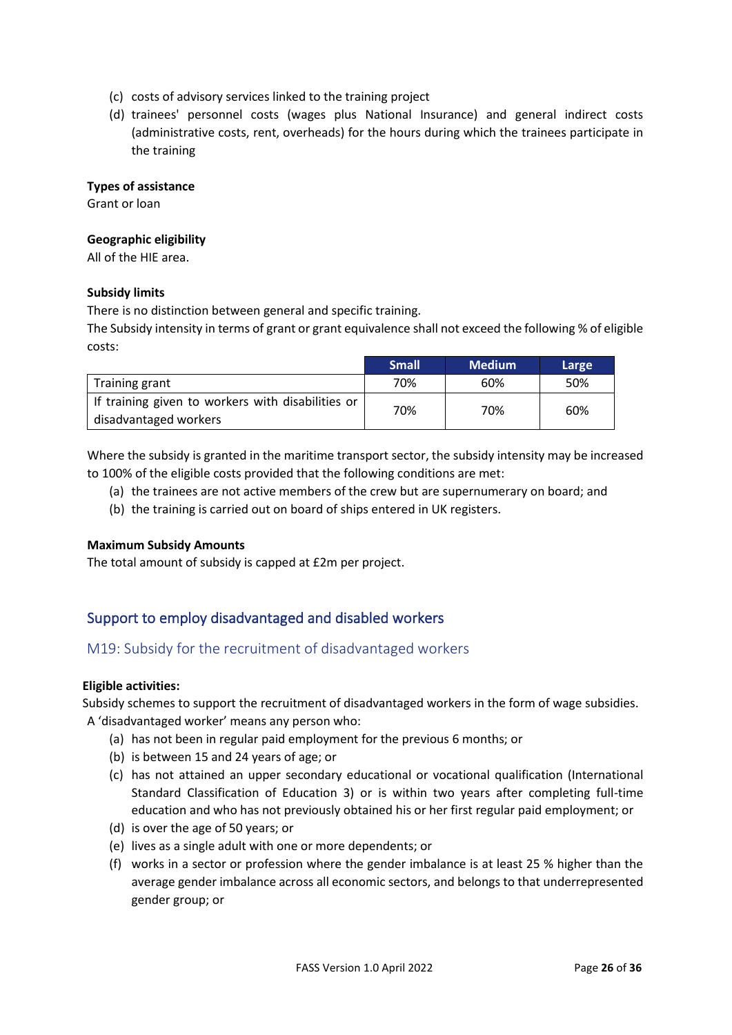(c) costs of advisory services linked to the training project
(d) trainees' personnel costs (wages plus National Insurance) and general indirect costs (administrative costs, rent, overheads) for the hours during which the trainees participate in the training

**Types of assistance**
Grant or loan

**Geographic eligibility**
All of the HIE area.

**Subsidy limits**
There is no distinction between general and specific training.
The Subsidy intensity in terms of grant or grant equivalence shall not exceed the following % of eligible costs:

| | Small | Medium | Large |
|---|---|---|---|
| Training grant | 70% | 60% | 50% |
| If training given to workers with disabilities or disadvantaged workers | 70% | 70% | 60% |

Where the subsidy is granted in the maritime transport sector, the subsidy intensity may be increased to 100% of the eligible costs provided that the following conditions are met:

(a) the trainees are not active members of the crew but are supernumerary on board; and
(b) the training is carried out on board of ships entered in UK registers.

**Maximum Subsidy Amounts**
The total amount of subsidy is capped at £2m per project.

## Support to employ disadvantaged and disabled workers

### M19: Subsidy for the recruitment of disadvantaged workers

**Eligible activities:**
Subsidy schemes to support the recruitment of disadvantaged workers in the form of wage subsidies.
A 'disadvantaged worker' means any person who:

(a) has not been in regular paid employment for the previous 6 months; or
(b) is between 15 and 24 years of age; or
(c) has not attained an upper secondary educational or vocational qualification (International Standard Classification of Education 3) or is within two years after completing full-time education and who has not previously obtained his or her first regular paid employment; or
(d) is over the age of 50 years; or
(e) lives as a single adult with one or more dependents; or
(f) works in a sector or profession where the gender imbalance is at least 25 % higher than the average gender imbalance across all economic sectors, and belongs to that underrepresented gender group; or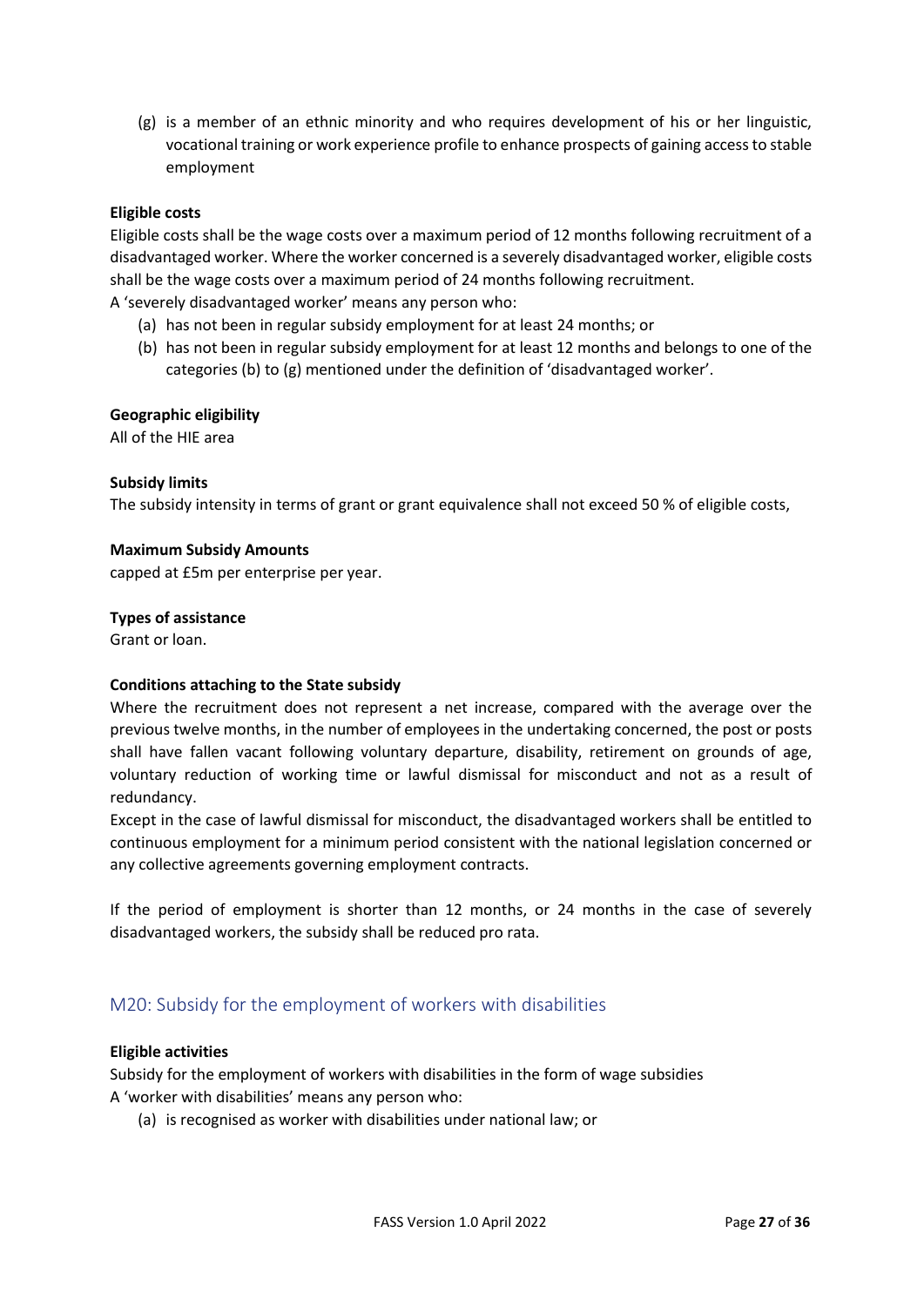(g) is a member of an ethnic minority and who requires development of his or her linguistic, vocational training or work experience profile to enhance prospects of gaining access to stable employment

**Eligible costs**

Eligible costs shall be the wage costs over a maximum period of 12 months following recruitment of a disadvantaged worker. Where the worker concerned is a severely disadvantaged worker, eligible costs shall be the wage costs over a maximum period of 24 months following recruitment.

A 'severely disadvantaged worker' means any person who:

(a) has not been in regular subsidy employment for at least 24 months; or
(b) has not been in regular subsidy employment for at least 12 months and belongs to one of the categories (b) to (g) mentioned under the definition of 'disadvantaged worker'.

**Geographic eligibility**

All of the HIE area

**Subsidy limits**

The subsidy intensity in terms of grant or grant equivalence shall not exceed 50 % of eligible costs,

**Maximum Subsidy Amounts**

capped at £5m per enterprise per year.

**Types of assistance**

Grant or loan.

**Conditions attaching to the State subsidy**

Where the recruitment does not represent a net increase, compared with the average over the previous twelve months, in the number of employees in the undertaking concerned, the post or posts shall have fallen vacant following voluntary departure, disability, retirement on grounds of age, voluntary reduction of working time or lawful dismissal for misconduct and not as a result of redundancy.

Except in the case of lawful dismissal for misconduct, the disadvantaged workers shall be entitled to continuous employment for a minimum period consistent with the national legislation concerned or any collective agreements governing employment contracts.

If the period of employment is shorter than 12 months, or 24 months in the case of severely disadvantaged workers, the subsidy shall be reduced pro rata.

## M20: Subsidy for the employment of workers with disabilities

**Eligible activities**

Subsidy for the employment of workers with disabilities in the form of wage subsidies

A 'worker with disabilities' means any person who:

(a) is recognised as worker with disabilities under national law; or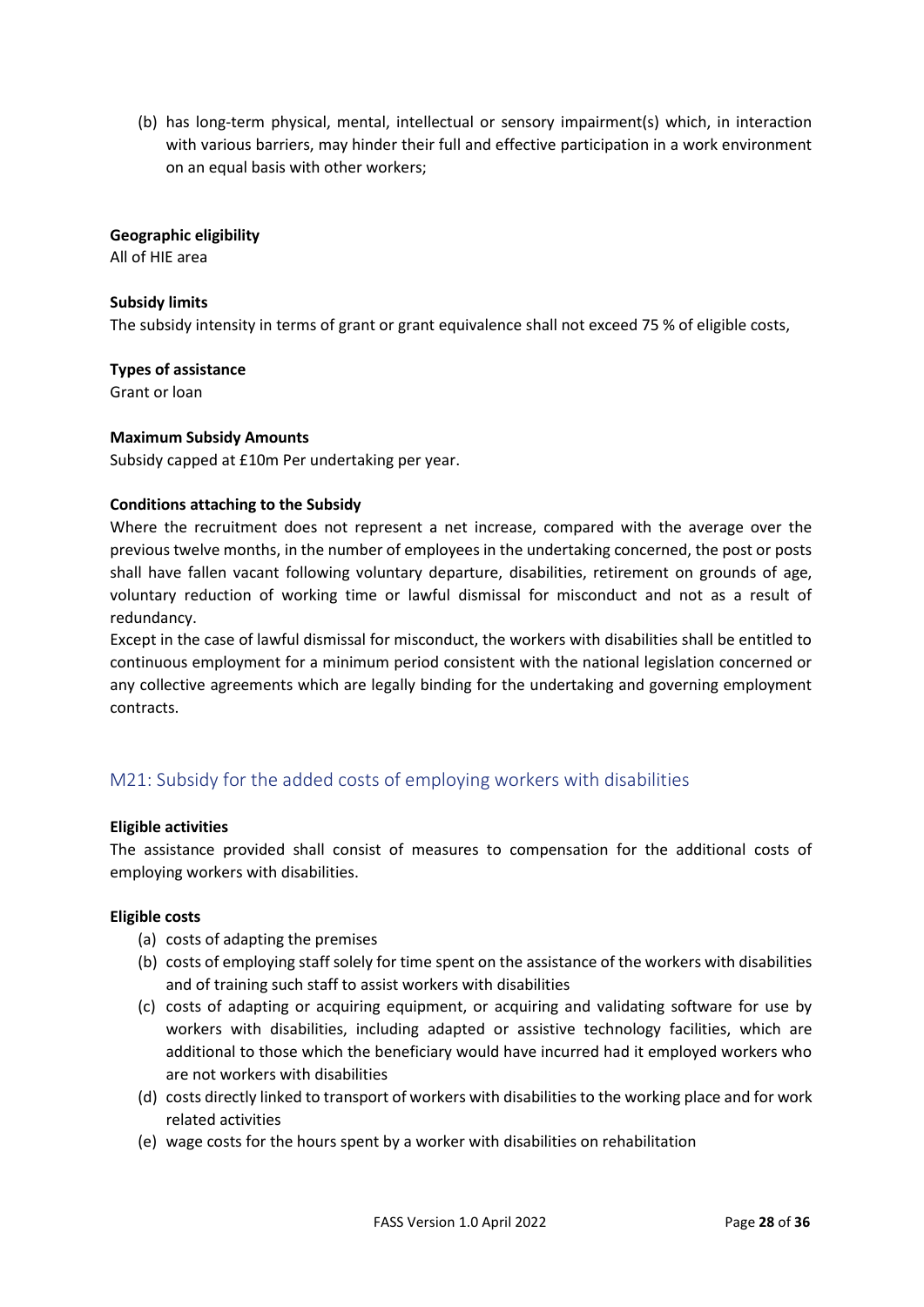(b) has long-term physical, mental, intellectual or sensory impairment(s) which, in interaction with various barriers, may hinder their full and effective participation in a work environment on an equal basis with other workers;

**Geographic eligibility**
All of HIE area

**Subsidy limits**
The subsidy intensity in terms of grant or grant equivalence shall not exceed 75 % of eligible costs,

**Types of assistance**
Grant or loan

**Maximum Subsidy Amounts**
Subsidy capped at £10m Per undertaking per year.

**Conditions attaching to the Subsidy**
Where the recruitment does not represent a net increase, compared with the average over the previous twelve months, in the number of employees in the undertaking concerned, the post or posts shall have fallen vacant following voluntary departure, disabilities, retirement on grounds of age, voluntary reduction of working time or lawful dismissal for misconduct and not as a result of redundancy.
Except in the case of lawful dismissal for misconduct, the workers with disabilities shall be entitled to continuous employment for a minimum period consistent with the national legislation concerned or any collective agreements which are legally binding for the undertaking and governing employment contracts.

## M21: Subsidy for the added costs of employing workers with disabilities

**Eligible activities**
The assistance provided shall consist of measures to compensation for the additional costs of employing workers with disabilities.

**Eligible costs**

(a) costs of adapting the premises
(b) costs of employing staff solely for time spent on the assistance of the workers with disabilities and of training such staff to assist workers with disabilities
(c) costs of adapting or acquiring equipment, or acquiring and validating software for use by workers with disabilities, including adapted or assistive technology facilities, which are additional to those which the beneficiary would have incurred had it employed workers who are not workers with disabilities
(d) costs directly linked to transport of workers with disabilities to the working place and for work related activities
(e) wage costs for the hours spent by a worker with disabilities on rehabilitation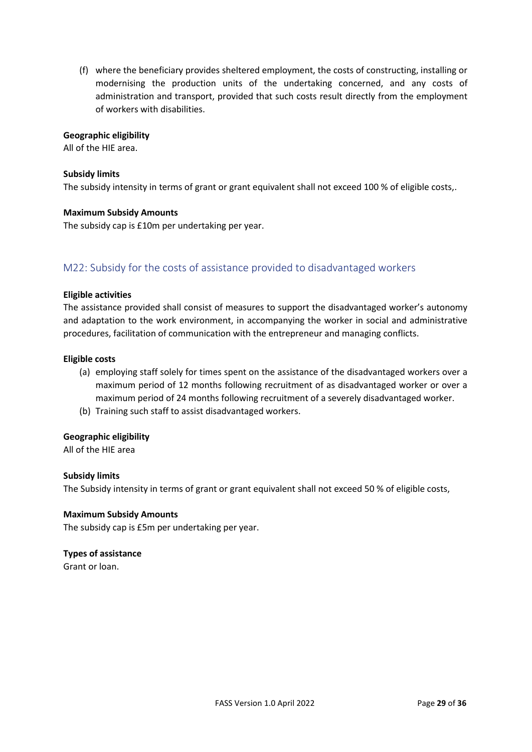(f) where the beneficiary provides sheltered employment, the costs of constructing, installing or modernising the production units of the undertaking concerned, and any costs of administration and transport, provided that such costs result directly from the employment of workers with disabilities.

**Geographic eligibility**
All of the HIE area.

**Subsidy limits**
The subsidy intensity in terms of grant or grant equivalent shall not exceed 100 % of eligible costs,.

**Maximum Subsidy Amounts**
The subsidy cap is £10m per undertaking per year.

## M22: Subsidy for the costs of assistance provided to disadvantaged workers

**Eligible activities**
The assistance provided shall consist of measures to support the disadvantaged worker's autonomy and adaptation to the work environment, in accompanying the worker in social and administrative procedures, facilitation of communication with the entrepreneur and managing conflicts.

**Eligible costs**

(a) employing staff solely for times spent on the assistance of the disadvantaged workers over a maximum period of 12 months following recruitment of as disadvantaged worker or over a maximum period of 24 months following recruitment of a severely disadvantaged worker.
(b) Training such staff to assist disadvantaged workers.

**Geographic eligibility**
All of the HIE area

**Subsidy limits**
The Subsidy intensity in terms of grant or grant equivalent shall not exceed 50 % of eligible costs,

**Maximum Subsidy Amounts**
The subsidy cap is £5m per undertaking per year.

**Types of assistance**
Grant or loan.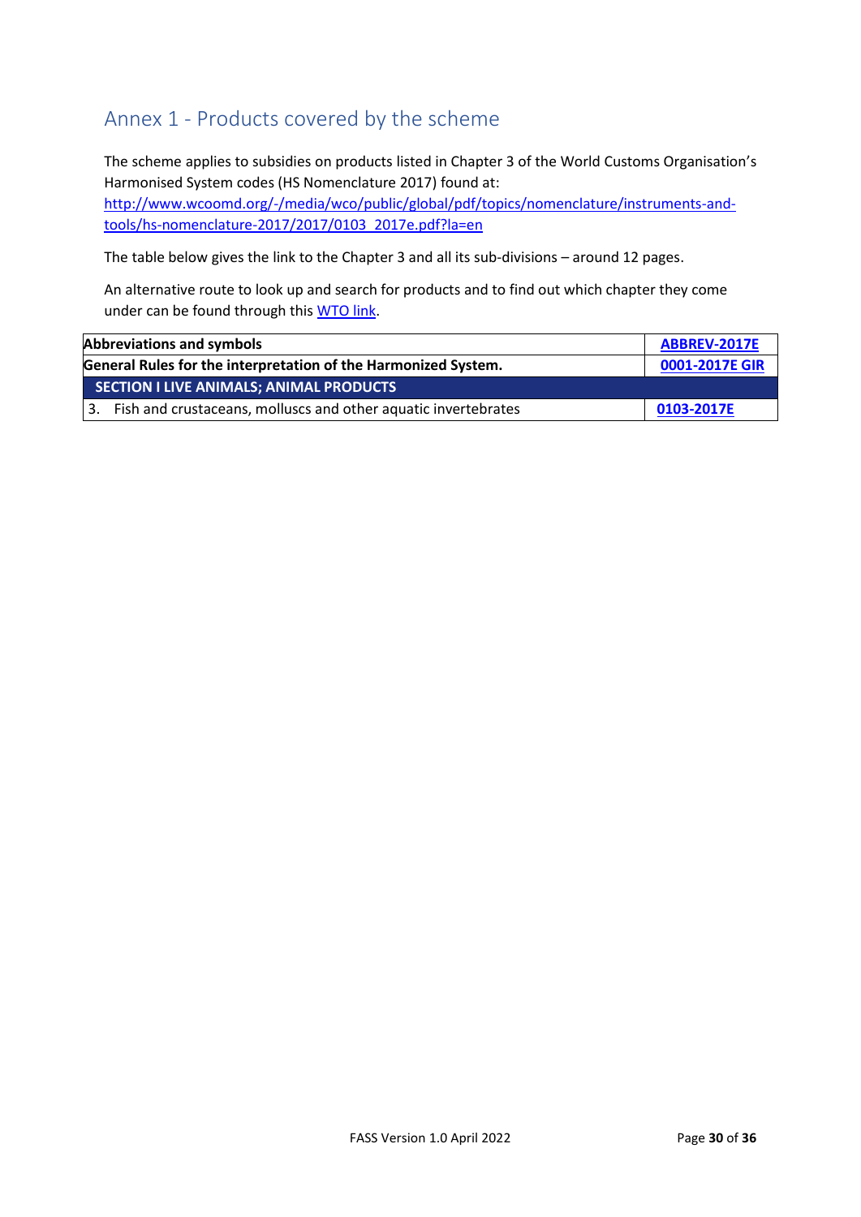## Annex 1 - Products covered by the scheme

The scheme applies to subsidies on products listed in Chapter 3 of the World Customs Organisation's Harmonised System codes (HS Nomenclature 2017) found at: http://www.wcoomd.org/-/media/wco/public/global/pdf/topics/nomenclature/instruments-and-tools/hs-nomenclature-2017/2017/0103_2017e.pdf?la=en

The table below gives the link to the Chapter 3 and all its sub-divisions – around 12 pages.

An alternative route to look up and search for products and to find out which chapter they come under can be found through this WTO link.

| **Abbreviations and symbols** | **ABBREV-2017E** |
|---|---|
| **General Rules for the interpretation of the Harmonized System.** | **0001-2017E GIR** |
| **SECTION I LIVE ANIMALS; ANIMAL PRODUCTS** | |
| 3. Fish and crustaceans, molluscs and other aquatic invertebrates | **0103-2017E** |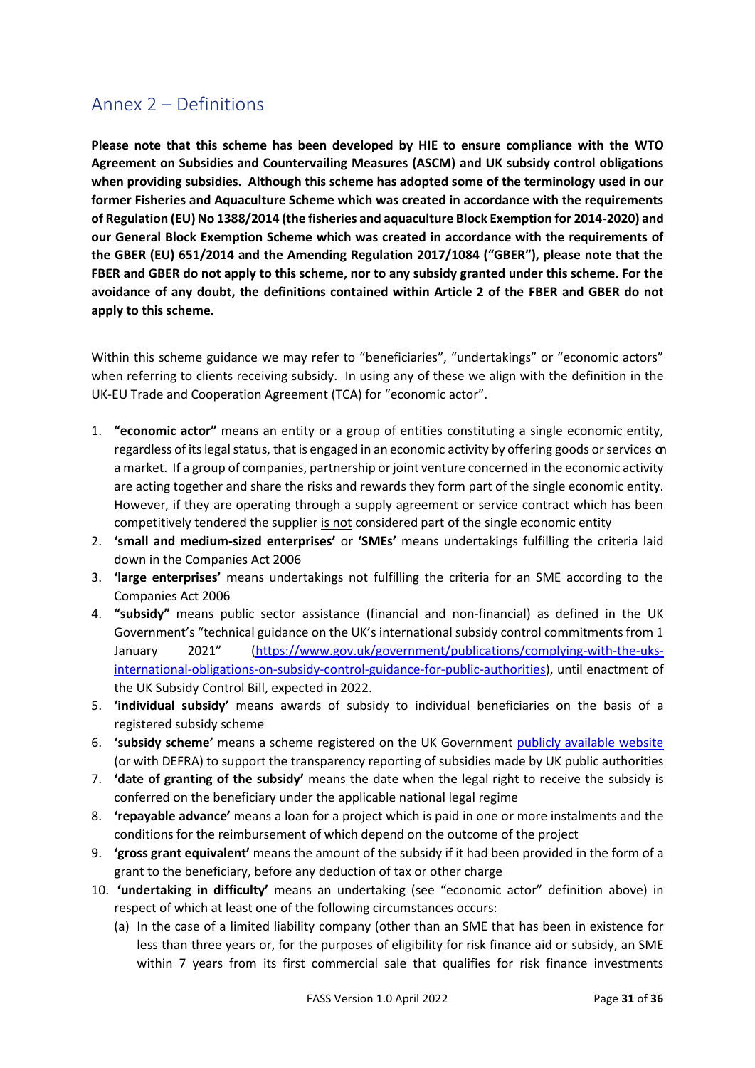## Annex 2 – Definitions

**Please note that this scheme has been developed by HIE to ensure compliance with the WTO Agreement on Subsidies and Countervailing Measures (ASCM) and UK subsidy control obligations when providing subsidies. Although this scheme has adopted some of the terminology used in our former Fisheries and Aquaculture Scheme which was created in accordance with the requirements of Regulation (EU) No 1388/2014 (the fisheries and aquaculture Block Exemption for 2014-2020) and our General Block Exemption Scheme which was created in accordance with the requirements of the GBER (EU) 651/2014 and the Amending Regulation 2017/1084 ("GBER"), please note that the FBER and GBER do not apply to this scheme, nor to any subsidy granted under this scheme. For the avoidance of any doubt, the definitions contained within Article 2 of the FBER and GBER do not apply to this scheme.**

Within this scheme guidance we may refer to "beneficiaries", "undertakings" or "economic actors" when referring to clients receiving subsidy. In using any of these we align with the definition in the UK-EU Trade and Cooperation Agreement (TCA) for "economic actor".

1. **"economic actor"** means an entity or a group of entities constituting a single economic entity, regardless of its legal status, that is engaged in an economic activity by offering goods or services on a market. If a group of companies, partnership or joint venture concerned in the economic activity are acting together and share the risks and rewards they form part of the single economic entity. However, if they are operating through a supply agreement or service contract which has been competitively tendered the supplier is not considered part of the single economic entity
2. **'small and medium-sized enterprises'** or **'SMEs'** means undertakings fulfilling the criteria laid down in the Companies Act 2006
3. **'large enterprises'** means undertakings not fulfilling the criteria for an SME according to the Companies Act 2006
4. **"subsidy"** means public sector assistance (financial and non-financial) as defined in the UK Government's "technical guidance on the UK's international subsidy control commitments from 1 January 2021" (https://www.gov.uk/government/publications/complying-with-the-uks-international-obligations-on-subsidy-control-guidance-for-public-authorities), until enactment of the UK Subsidy Control Bill, expected in 2022.
5. **'individual subsidy'** means awards of subsidy to individual beneficiaries on the basis of a registered subsidy scheme
6. **'subsidy scheme'** means a scheme registered on the UK Government publicly available website (or with DEFRA) to support the transparency reporting of subsidies made by UK public authorities
7. **'date of granting of the subsidy'** means the date when the legal right to receive the subsidy is conferred on the beneficiary under the applicable national legal regime
8. **'repayable advance'** means a loan for a project which is paid in one or more instalments and the conditions for the reimbursement of which depend on the outcome of the project
9. **'gross grant equivalent'** means the amount of the subsidy if it had been provided in the form of a grant to the beneficiary, before any deduction of tax or other charge
10. **'undertaking in difficulty'** means an undertaking (see "economic actor" definition above) in respect of which at least one of the following circumstances occurs:
    (a) In the case of a limited liability company (other than an SME that has been in existence for less than three years or, for the purposes of eligibility for risk finance aid or subsidy, an SME within 7 years from its first commercial sale that qualifies for risk finance investments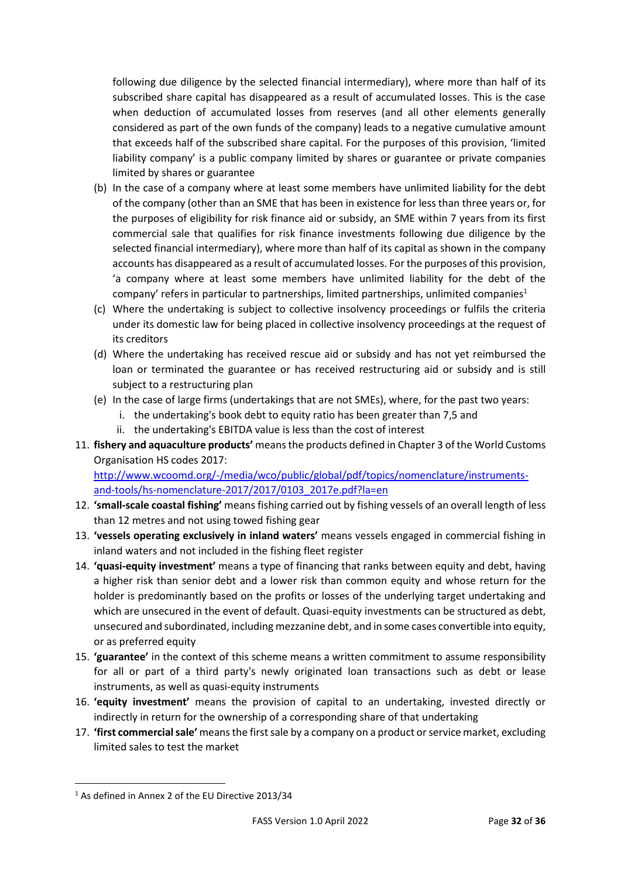following due diligence by the selected financial intermediary), where more than half of its subscribed share capital has disappeared as a result of accumulated losses. This is the case when deduction of accumulated losses from reserves (and all other elements generally considered as part of the own funds of the company) leads to a negative cumulative amount that exceeds half of the subscribed share capital. For the purposes of this provision, 'limited liability company' is a public company limited by shares or guarantee or private companies limited by shares or guarantee

(b) In the case of a company where at least some members have unlimited liability for the debt of the company (other than an SME that has been in existence for less than three years or, for the purposes of eligibility for risk finance aid or subsidy, an SME within 7 years from its first commercial sale that qualifies for risk finance investments following due diligence by the selected financial intermediary), where more than half of its capital as shown in the company accounts has disappeared as a result of accumulated losses. For the purposes of this provision, 'a company where at least some members have unlimited liability for the debt of the company' refers in particular to partnerships, limited partnerships, unlimited companies[1]

(c) Where the undertaking is subject to collective insolvency proceedings or fulfils the criteria under its domestic law for being placed in collective insolvency proceedings at the request of its creditors

(d) Where the undertaking has received rescue aid or subsidy and has not yet reimbursed the loan or terminated the guarantee or has received restructuring aid or subsidy and is still subject to a restructuring plan

(e) In the case of large firms (undertakings that are not SMEs), where, for the past two years:
   i. the undertaking's book debt to equity ratio has been greater than 7,5 and
   ii. the undertaking's EBITDA value is less than the cost of interest

11. **fishery and aquaculture products'** means the products defined in Chapter 3 of the World Customs Organisation HS codes 2017: http://www.wcoomd.org/-/media/wco/public/global/pdf/topics/nomenclature/instruments-and-tools/hs-nomenclature-2017/2017/0103_2017e.pdf?la=en
12. **'small-scale coastal fishing'** means fishing carried out by fishing vessels of an overall length of less than 12 metres and not using towed fishing gear
13. **'vessels operating exclusively in inland waters'** means vessels engaged in commercial fishing in inland waters and not included in the fishing fleet register
14. **'quasi-equity investment'** means a type of financing that ranks between equity and debt, having a higher risk than senior debt and a lower risk than common equity and whose return for the holder is predominantly based on the profits or losses of the underlying target undertaking and which are unsecured in the event of default. Quasi-equity investments can be structured as debt, unsecured and subordinated, including mezzanine debt, and in some cases convertible into equity, or as preferred equity
15. **'guarantee'** in the context of this scheme means a written commitment to assume responsibility for all or part of a third party's newly originated loan transactions such as debt or lease instruments, as well as quasi-equity instruments
16. **'equity investment'** means the provision of capital to an undertaking, invested directly or indirectly in return for the ownership of a corresponding share of that undertaking
17. **'first commercial sale'** means the first sale by a company on a product or service market, excluding limited sales to test the market

---

[1] As defined in Annex 2 of the EU Directive 2013/34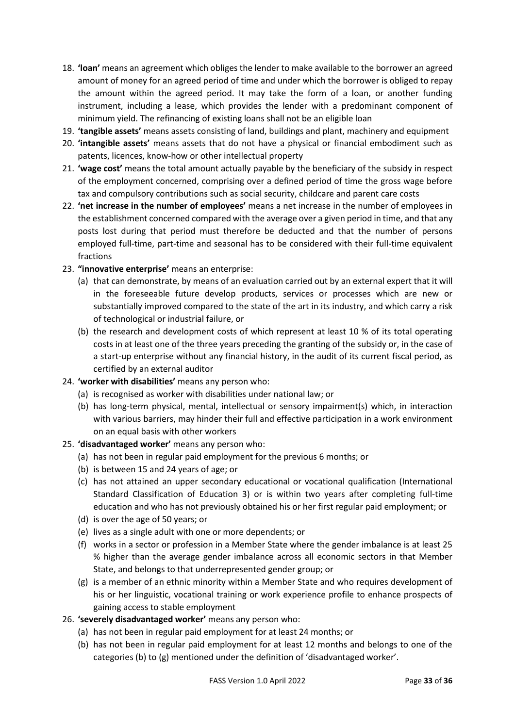18. **'loan'** means an agreement which obliges the lender to make available to the borrower an agreed amount of money for an agreed period of time and under which the borrower is obliged to repay the amount within the agreed period. It may take the form of a loan, or another funding instrument, including a lease, which provides the lender with a predominant component of minimum yield. The refinancing of existing loans shall not be an eligible loan
19. **'tangible assets'** means assets consisting of land, buildings and plant, machinery and equipment
20. **'intangible assets'** means assets that do not have a physical or financial embodiment such as patents, licences, know-how or other intellectual property
21. **'wage cost'** means the total amount actually payable by the beneficiary of the subsidy in respect of the employment concerned, comprising over a defined period of time the gross wage before tax and compulsory contributions such as social security, childcare and parent care costs
22. **'net increase in the number of employees'** means a net increase in the number of employees in the establishment concerned compared with the average over a given period in time, and that any posts lost during that period must therefore be deducted and that the number of persons employed full-time, part-time and seasonal has to be considered with their full-time equivalent fractions
23. **"innovative enterprise'** means an enterprise:
    (a) that can demonstrate, by means of an evaluation carried out by an external expert that it will in the foreseeable future develop products, services or processes which are new or substantially improved compared to the state of the art in its industry, and which carry a risk of technological or industrial failure, or
    (b) the research and development costs of which represent at least 10 % of its total operating costs in at least one of the three years preceding the granting of the subsidy or, in the case of a start-up enterprise without any financial history, in the audit of its current fiscal period, as certified by an external auditor
24. **'worker with disabilities'** means any person who:
    (a) is recognised as worker with disabilities under national law; or
    (b) has long-term physical, mental, intellectual or sensory impairment(s) which, in interaction with various barriers, may hinder their full and effective participation in a work environment on an equal basis with other workers
25. **'disadvantaged worker'** means any person who:
    (a) has not been in regular paid employment for the previous 6 months; or
    (b) is between 15 and 24 years of age; or
    (c) has not attained an upper secondary educational or vocational qualification (International Standard Classification of Education 3) or is within two years after completing full-time education and who has not previously obtained his or her first regular paid employment; or
    (d) is over the age of 50 years; or
    (e) lives as a single adult with one or more dependents; or
    (f) works in a sector or profession in a Member State where the gender imbalance is at least 25 % higher than the average gender imbalance across all economic sectors in that Member State, and belongs to that underrepresented gender group; or
    (g) is a member of an ethnic minority within a Member State and who requires development of his or her linguistic, vocational training or work experience profile to enhance prospects of gaining access to stable employment
26. **'severely disadvantaged worker'** means any person who:
    (a) has not been in regular paid employment for at least 24 months; or
    (b) has not been in regular paid employment for at least 12 months and belongs to one of the categories (b) to (g) mentioned under the definition of 'disadvantaged worker'.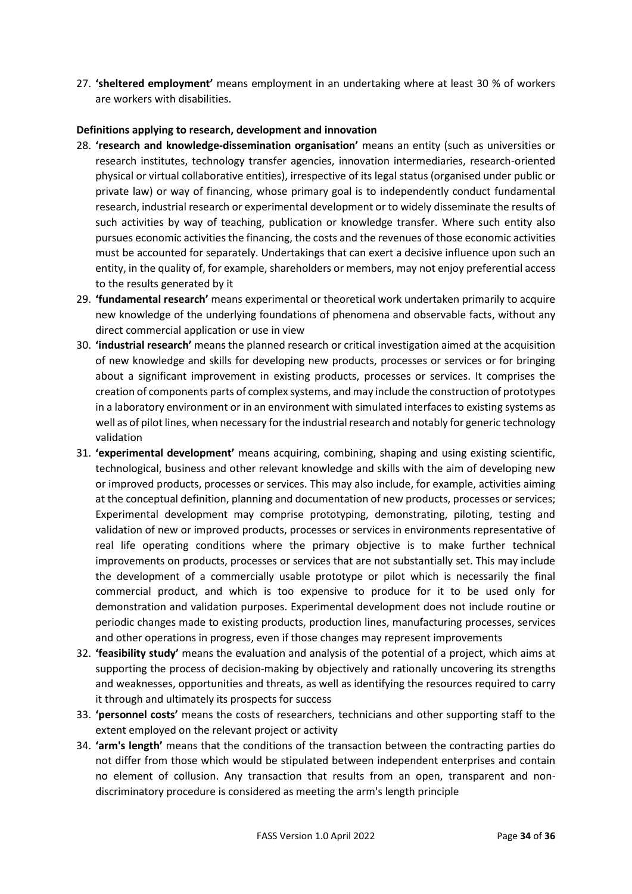27. **'sheltered employment'** means employment in an undertaking where at least 30 % of workers are workers with disabilities.

**Definitions applying to research, development and innovation**

28. **'research and knowledge-dissemination organisation'** means an entity (such as universities or research institutes, technology transfer agencies, innovation intermediaries, research-oriented physical or virtual collaborative entities), irrespective of its legal status (organised under public or private law) or way of financing, whose primary goal is to independently conduct fundamental research, industrial research or experimental development or to widely disseminate the results of such activities by way of teaching, publication or knowledge transfer. Where such entity also pursues economic activities the financing, the costs and the revenues of those economic activities must be accounted for separately. Undertakings that can exert a decisive influence upon such an entity, in the quality of, for example, shareholders or members, may not enjoy preferential access to the results generated by it
29. **'fundamental research'** means experimental or theoretical work undertaken primarily to acquire new knowledge of the underlying foundations of phenomena and observable facts, without any direct commercial application or use in view
30. **'industrial research'** means the planned research or critical investigation aimed at the acquisition of new knowledge and skills for developing new products, processes or services or for bringing about a significant improvement in existing products, processes or services. It comprises the creation of components parts of complex systems, and may include the construction of prototypes in a laboratory environment or in an environment with simulated interfaces to existing systems as well as of pilot lines, when necessary for the industrial research and notably for generic technology validation
31. **'experimental development'** means acquiring, combining, shaping and using existing scientific, technological, business and other relevant knowledge and skills with the aim of developing new or improved products, processes or services. This may also include, for example, activities aiming at the conceptual definition, planning and documentation of new products, processes or services; Experimental development may comprise prototyping, demonstrating, piloting, testing and validation of new or improved products, processes or services in environments representative of real life operating conditions where the primary objective is to make further technical improvements on products, processes or services that are not substantially set. This may include the development of a commercially usable prototype or pilot which is necessarily the final commercial product, and which is too expensive to produce for it to be used only for demonstration and validation purposes. Experimental development does not include routine or periodic changes made to existing products, production lines, manufacturing processes, services and other operations in progress, even if those changes may represent improvements
32. **'feasibility study'** means the evaluation and analysis of the potential of a project, which aims at supporting the process of decision-making by objectively and rationally uncovering its strengths and weaknesses, opportunities and threats, as well as identifying the resources required to carry it through and ultimately its prospects for success
33. **'personnel costs'** means the costs of researchers, technicians and other supporting staff to the extent employed on the relevant project or activity
34. **'arm's length'** means that the conditions of the transaction between the contracting parties do not differ from those which would be stipulated between independent enterprises and contain no element of collusion. Any transaction that results from an open, transparent and non-discriminatory procedure is considered as meeting the arm's length principle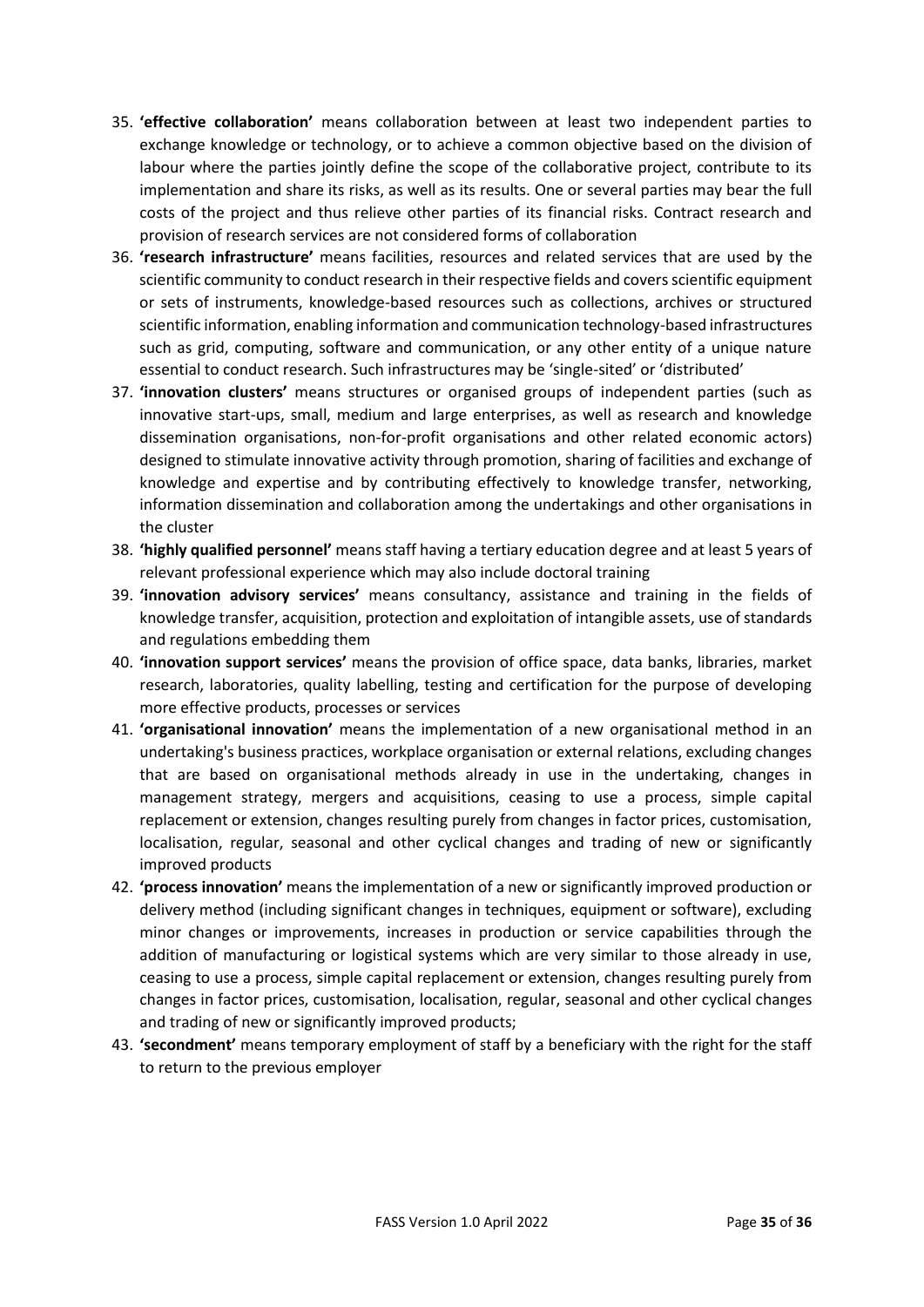35. **'effective collaboration'** means collaboration between at least two independent parties to exchange knowledge or technology, or to achieve a common objective based on the division of labour where the parties jointly define the scope of the collaborative project, contribute to its implementation and share its risks, as well as its results. One or several parties may bear the full costs of the project and thus relieve other parties of its financial risks. Contract research and provision of research services are not considered forms of collaboration
36. **'research infrastructure'** means facilities, resources and related services that are used by the scientific community to conduct research in their respective fields and covers scientific equipment or sets of instruments, knowledge-based resources such as collections, archives or structured scientific information, enabling information and communication technology-based infrastructures such as grid, computing, software and communication, or any other entity of a unique nature essential to conduct research. Such infrastructures may be 'single-sited' or 'distributed'
37. **'innovation clusters'** means structures or organised groups of independent parties (such as innovative start-ups, small, medium and large enterprises, as well as research and knowledge dissemination organisations, non-for-profit organisations and other related economic actors) designed to stimulate innovative activity through promotion, sharing of facilities and exchange of knowledge and expertise and by contributing effectively to knowledge transfer, networking, information dissemination and collaboration among the undertakings and other organisations in the cluster
38. **'highly qualified personnel'** means staff having a tertiary education degree and at least 5 years of relevant professional experience which may also include doctoral training
39. **'innovation advisory services'** means consultancy, assistance and training in the fields of knowledge transfer, acquisition, protection and exploitation of intangible assets, use of standards and regulations embedding them
40. **'innovation support services'** means the provision of office space, data banks, libraries, market research, laboratories, quality labelling, testing and certification for the purpose of developing more effective products, processes or services
41. **'organisational innovation'** means the implementation of a new organisational method in an undertaking's business practices, workplace organisation or external relations, excluding changes that are based on organisational methods already in use in the undertaking, changes in management strategy, mergers and acquisitions, ceasing to use a process, simple capital replacement or extension, changes resulting purely from changes in factor prices, customisation, localisation, regular, seasonal and other cyclical changes and trading of new or significantly improved products
42. **'process innovation'** means the implementation of a new or significantly improved production or delivery method (including significant changes in techniques, equipment or software), excluding minor changes or improvements, increases in production or service capabilities through the addition of manufacturing or logistical systems which are very similar to those already in use, ceasing to use a process, simple capital replacement or extension, changes resulting purely from changes in factor prices, customisation, localisation, regular, seasonal and other cyclical changes and trading of new or significantly improved products;
43. **'secondment'** means temporary employment of staff by a beneficiary with the right for the staff to return to the previous employer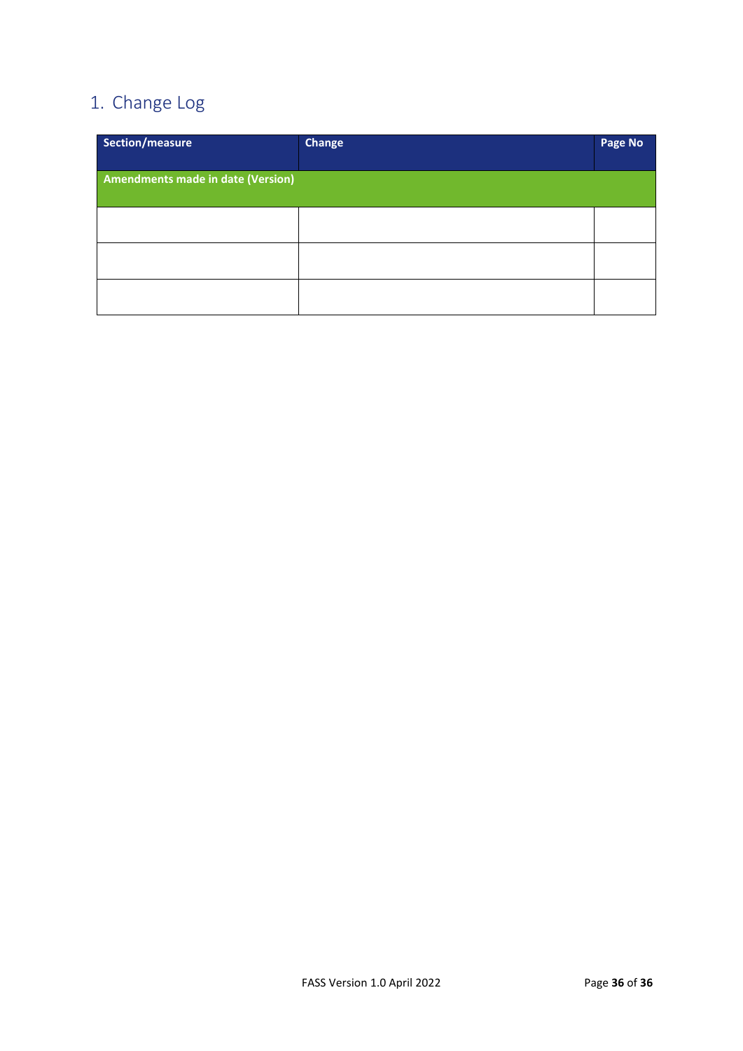# 1. Change Log

| Section/measure | Change | Page No |
|---|---|---|
| **Amendments made in date (Version)** | | |
| | | |
| | | |
| | | |